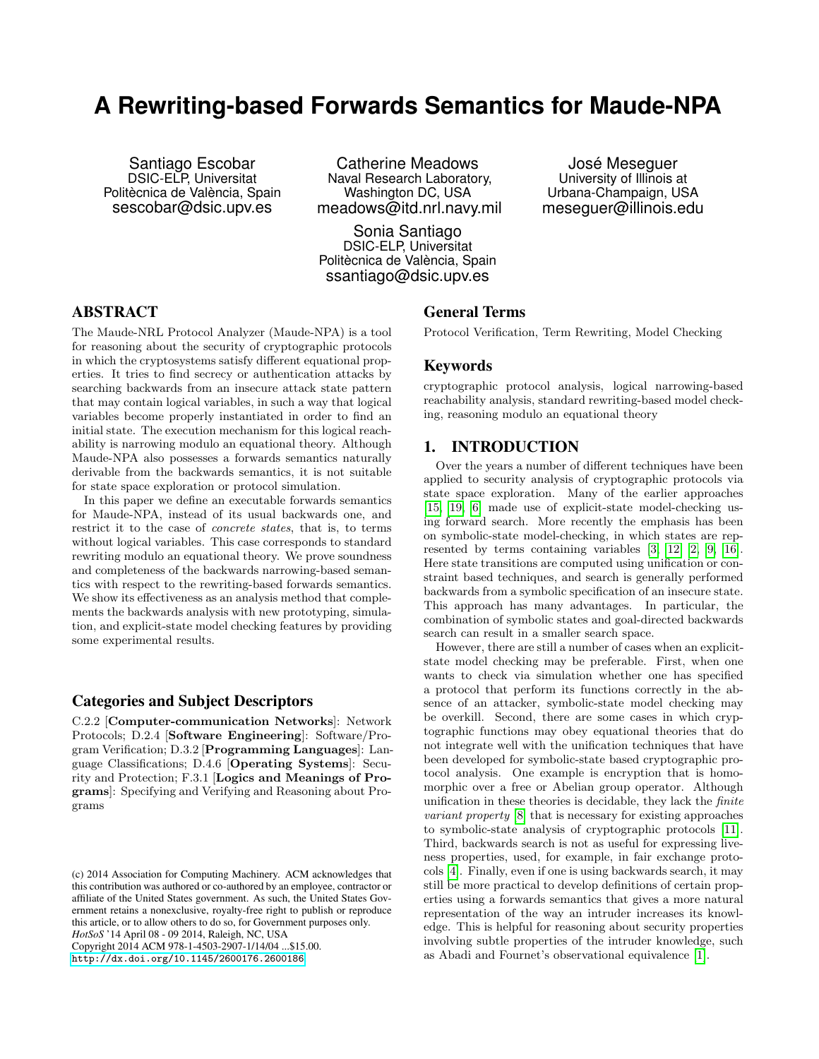# A Rewriting-based Forwards Semantics for Maude-NPA

Santiago Escobar
DSIC-ELP, Universitat Politècnica de València, Spain
sescobar@dsic.upv.es

Catherine Meadows
Naval Research Laboratory, Washington DC, USA
meadows@itd.nrl.navy.mil

José Meseguer
University of Illinois at Urbana-Champaign, USA
meseguer@illinois.edu

Sonia Santiago
DSIC-ELP, Universitat Politècnica de València, Spain
ssantiago@dsic.upv.es

## ABSTRACT

The Maude-NRL Protocol Analyzer (Maude-NPA) is a tool for reasoning about the security of cryptographic protocols in which the cryptosystems satisfy different equational properties. It tries to find secrecy or authentication attacks by searching backwards from an insecure attack state pattern that may contain logical variables, in such a way that logical variables become properly instantiated in order to find an initial state. The execution mechanism for this logical reachability is narrowing modulo an equational theory. Although Maude-NPA also possesses a forwards semantics naturally derivable from the backwards semantics, it is not suitable for state space exploration or protocol simulation.

In this paper we define an executable forwards semantics for Maude-NPA, instead of its usual backwards one, and restrict it to the case of *concrete states*, that is, to terms without logical variables. This case corresponds to standard rewriting modulo an equational theory. We prove soundness and completeness of the backwards narrowing-based semantics with respect to the rewriting-based forwards semantics. We show its effectiveness as an analysis method that complements the backwards analysis with new prototyping, simulation, and explicit-state model checking features by providing some experimental results.

## Categories and Subject Descriptors

C.2.2 [**Computer-communication Networks**]: Network Protocols; D.2.4 [**Software Engineering**]: Software/Program Verification; D.3.2 [**Programming Languages**]: Language Classifications; D.4.6 [**Operating Systems**]: Security and Protection; F.3.1 [**Logics and Meanings of Programs**]: Specifying and Verifying and Reasoning about Programs

(c) 2014 Association for Computing Machinery. ACM acknowledges that this contribution was authored or co-authored by an employee, contractor or affiliate of the United States government. As such, the United States Government retains a nonexclusive, royalty-free right to publish or reproduce this article, or to allow others to do so, for Government purposes only.
*HotSoS* '14 April 08 - 09 2014, Raleigh, NC, USA
Copyright 2014 ACM 978-1-4503-2907-1/14/04 ...$15.00.
http://dx.doi.org/10.1145/2600176.2600186

## General Terms

Protocol Verification, Term Rewriting, Model Checking

## Keywords

cryptographic protocol analysis, logical narrowing-based reachability analysis, standard rewriting-based model checking, reasoning modulo an equational theory

## 1. INTRODUCTION

Over the years a number of different techniques have been applied to security analysis of cryptographic protocols via state space exploration. Many of the earlier approaches [15, 19, 6] made use of explicit-state model-checking using forward search. More recently the emphasis has been on symbolic-state model-checking, in which states are represented by terms containing variables [3, 12, 2, 9, 16]. Here state transitions are computed using unification or constraint based techniques, and search is generally performed backwards from a symbolic specification of an insecure state. This approach has many advantages. In particular, the combination of symbolic states and goal-directed backwards search can result in a smaller search space.

However, there are still a number of cases when an explicit-state model checking may be preferable. First, when one wants to check via simulation whether one has specified a protocol that perform its functions correctly in the absence of an attacker, symbolic-state model checking may be overkill. Second, there are some cases in which cryptographic functions may obey equational theories that do not integrate well with the unification techniques that have been developed for symbolic-state based cryptographic protocol analysis. One example is encryption that is homomorphic over a free or Abelian group operator. Although unification in these theories is decidable, they lack the *finite variant property* [8] that is necessary for existing approaches to symbolic-state analysis of cryptographic protocols [11]. Third, backwards search is not as useful for expressing liveness properties, used, for example, in fair exchange protocols [4]. Finally, even if one is using backwards search, it may still be more practical to develop definitions of certain properties using a forwards semantics that gives a more natural representation of the way an intruder increases its knowledge. This is helpful for reasoning about security properties involving subtle properties of the intruder knowledge, such as Abadi and Fournet's observational equivalence [1].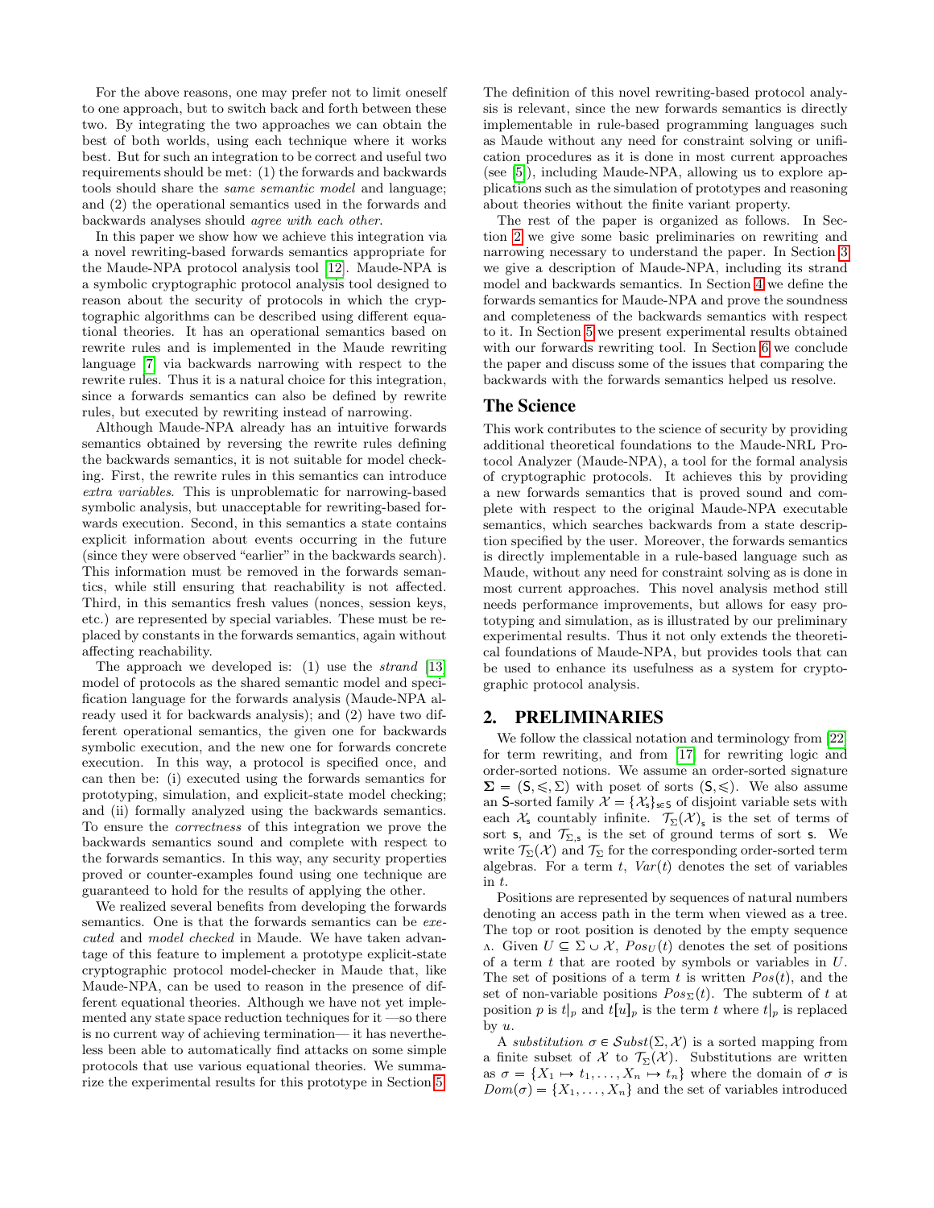For the above reasons, one may prefer not to limit oneself to one approach, but to switch back and forth between these two. By integrating the two approaches we can obtain the best of both worlds, using each technique where it works best. But for such an integration to be correct and useful two requirements should be met: (1) the forwards and backwards tools should share the *same semantic model* and language; and (2) the operational semantics used in the forwards and backwards analyses should *agree with each other*.

In this paper we show how we achieve this integration via a novel rewriting-based forwards semantics appropriate for the Maude-NPA protocol analysis tool [12]. Maude-NPA is a symbolic cryptographic protocol analysis tool designed to reason about the security of protocols in which the cryptographic algorithms can be described using different equational theories. It has an operational semantics based on rewrite rules and is implemented in the Maude rewriting language [7] via backwards narrowing with respect to the rewrite rules. Thus it is a natural choice for this integration, since a forwards semantics can also be defined by rewrite rules, but executed by rewriting instead of narrowing.

Although Maude-NPA already has an intuitive forwards semantics obtained by reversing the rewrite rules defining the backwards semantics, it is not suitable for model checking. First, the rewrite rules in this semantics can introduce *extra variables*. This is unproblematic for narrowing-based symbolic analysis, but unacceptable for rewriting-based forwards execution. Second, in this semantics a state contains explicit information about events occurring in the future (since they were observed "earlier" in the backwards search). This information must be removed in the forwards semantics, while still ensuring that reachability is not affected. Third, in this semantics fresh values (nonces, session keys, etc.) are represented by special variables. These must be replaced by constants in the forwards semantics, again without affecting reachability.

The approach we developed is: (1) use the *strand* [13] model of protocols as the shared semantic model and specification language for the forwards analysis (Maude-NPA already used it for backwards analysis); and (2) have two different operational semantics, the given one for backwards symbolic execution, and the new one for forwards concrete execution. In this way, a protocol is specified once, and can then be: (i) executed using the forwards semantics for prototyping, simulation, and explicit-state model checking; and (ii) formally analyzed using the backwards semantics. To ensure the *correctness* of this integration we prove the backwards semantics sound and complete with respect to the forwards semantics. In this way, any security properties proved or counter-examples found using one technique are guaranteed to hold for the results of applying the other.

We realized several benefits from developing the forwards semantics. One is that the forwards semantics can be *executed* and *model checked* in Maude. We have taken advantage of this feature to implement a prototype explicit-state cryptographic protocol model-checker in Maude that, like Maude-NPA, can be used to reason in the presence of different equational theories. Although we have not yet implemented any state space reduction techniques for it —so there is no current way of achieving termination— it has nevertheless been able to automatically find attacks on some simple protocols that use various equational theories. We summarize the experimental results for this prototype in Section 5. The definition of this novel rewriting-based protocol analysis is relevant, since the new forwards semantics is directly implementable in rule-based programming languages such as Maude without any need for constraint solving or unification procedures as it is done in most current approaches (see [5]), including Maude-NPA, allowing us to explore applications such as the simulation of prototypes and reasoning about theories without the finite variant property.

The rest of the paper is organized as follows. In Section 2 we give some basic preliminaries on rewriting and narrowing necessary to understand the paper. In Section 3 we give a description of Maude-NPA, including its strand model and backwards semantics. In Section 4 we define the forwards semantics for Maude-NPA and prove the soundness and completeness of the backwards semantics with respect to it. In Section 5 we present experimental results obtained with our forwards rewriting tool. In Section 6 we conclude the paper and discuss some of the issues that comparing the backwards with the forwards semantics helped us resolve.

## The Science

This work contributes to the science of security by providing additional theoretical foundations to the Maude-NRL Protocol Analyzer (Maude-NPA), a tool for the formal analysis of cryptographic protocols. It achieves this by providing a new forwards semantics that is proved sound and complete with respect to the original Maude-NPA executable semantics, which searches backwards from a state description specified by the user. Moreover, the forwards semantics is directly implementable in a rule-based language such as Maude, without any need for constraint solving as is done in most current approaches. This novel analysis method still needs performance improvements, but allows for easy prototyping and simulation, as is illustrated by our preliminary experimental results. Thus it not only extends the theoretical foundations of Maude-NPA, but provides tools that can be used to enhance its usefulness as a system for cryptographic protocol analysis.

## 2. PRELIMINARIES

We follow the classical notation and terminology from [22] for term rewriting, and from [17] for rewriting logic and order-sorted notions. We assume an order-sorted signature $\mathbf{\Sigma} = (\mathsf{S}, \leqslant, \Sigma)$ with poset of sorts $(\mathsf{S}, \leqslant)$. We also assume an $\mathsf{S}$-sorted family $\mathcal{X} = \{\mathcal{X}_\mathsf{s}\}_{\mathsf{s} \in \mathsf{S}}$ of disjoint variable sets with each $\mathcal{X}_\mathsf{s}$ countably infinite. $\mathcal{T}_\Sigma(\mathcal{X})_\mathsf{s}$ is the set of terms of sort $\mathsf{s}$, and $\mathcal{T}_{\Sigma,\mathsf{s}}$ is the set of ground terms of sort $\mathsf{s}$. We write $\mathcal{T}_\Sigma(\mathcal{X})$ and $\mathcal{T}_\Sigma$ for the corresponding order-sorted term algebras. For a term $t$, $Var(t)$ denotes the set of variables in $t$.

Positions are represented by sequences of natural numbers denoting an access path in the term when viewed as a tree. The top or root position is denoted by the empty sequence $\Lambda$. Given $U \subseteq \Sigma \cup \mathcal{X}$, $Pos_U(t)$ denotes the set of positions of a term $t$ that are rooted by symbols or variables in $U$. The set of positions of a term $t$ is written $Pos(t)$, and the set of non-variable positions $Pos_\Sigma(t)$. The subterm of $t$ at position $p$ is $t|_p$ and $t[u]_p$ is the term $t$ where $t|_p$ is replaced by $u$.

A *substitution* $\sigma \in \mathcal{S}ubst(\Sigma, \mathcal{X})$ is a sorted mapping from a finite subset of $\mathcal{X}$ to $\mathcal{T}_\Sigma(\mathcal{X})$. Substitutions are written as $\sigma = \{X_1 \mapsto t_1, \ldots, X_n \mapsto t_n\}$ where the domain of $\sigma$ is $Dom(\sigma) = \{X_1, \ldots, X_n\}$ and the set of variables introduced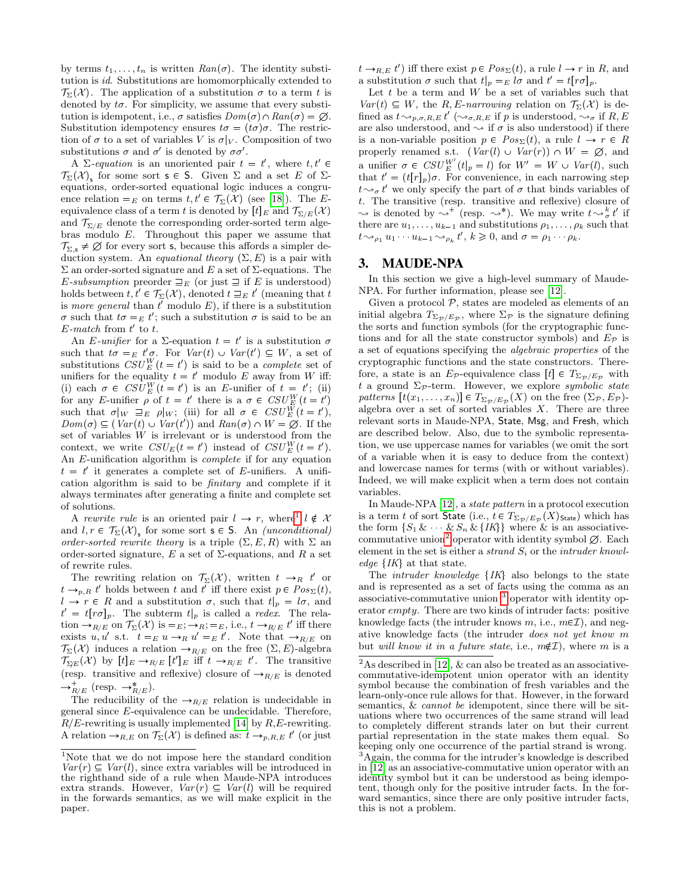by terms $t_1, \ldots, t_n$ is written $Ran(\sigma)$. The identity substitution is $id$. Substitutions are homomorphically extended to $\mathcal{T}_\Sigma(\mathcal{X})$. The application of a substitution $\sigma$ to a term $t$ is denoted by $t\sigma$. For simplicity, we assume that every substitution is idempotent, i.e., $\sigma$ satisfies $Dom(\sigma) \cap Ran(\sigma) = \varnothing$. Substitution idempotency ensures $t\sigma = (t\sigma)\sigma$. The restriction of $\sigma$ to a set of variables $V$ is $\sigma|_V$. Composition of two substitutions $\sigma$ and $\sigma'$ is denoted by $\sigma\sigma'$.

A $\Sigma$-*equation* is an unoriented pair $t = t'$, where $t, t' \in \mathcal{T}_\Sigma(\mathcal{X})_{\mathsf{s}}$ for some sort $\mathsf{s} \in \mathsf{S}$. Given $\Sigma$ and a set $E$ of $\Sigma$-equations, order-sorted equational logic induces a congruence relation $=_E$ on terms $t, t' \in \mathcal{T}_\Sigma(\mathcal{X})$ (see [18]). The $E$-equivalence class of a term $t$ is denoted by $[t]_E$ and $\mathcal{T}_{\Sigma/E}(\mathcal{X})$ and $\mathcal{T}_{\Sigma/E}$ denote the corresponding order-sorted term algebras modulo $E$. Throughout this paper we assume that $\mathcal{T}_{\Sigma,\mathsf{s}} \neq \varnothing$ for every sort $\mathsf{s}$, because this affords a simpler deduction system. An *equational theory* $(\Sigma, E)$ is a pair with $\Sigma$ an order-sorted signature and $E$ a set of $\Sigma$-equations. The $E$-*subsumption* preorder $\sqsupseteq_E$ (or just $\sqsupseteq$ if $E$ is understood) holds between $t, t' \in \mathcal{T}_\Sigma(\mathcal{X})$, denoted $t \sqsupseteq_E t'$ (meaning that $t$ is *more general* than $t'$ modulo $E$), if there is a substitution $\sigma$ such that $t\sigma =_E t'$; such a substitution $\sigma$ is said to be an $E$-*match* from $t'$ to $t$.

An $E$-*unifier* for a $\Sigma$-equation $t = t'$ is a substitution $\sigma$ such that $t\sigma =_E t'\sigma$. For $Var(t) \cup Var(t') \subseteq W$, a set of substitutions $CSU_E^W(t = t')$ is said to be a *complete* set of unifiers for the equality $t = t'$ modulo $E$ away from $W$ iff: (i) each $\sigma \in CSU_E^W(t = t')$ is an $E$-unifier of $t = t'$; (ii) for any $E$-unifier $\rho$ of $t = t'$ there is a $\sigma \in CSU_E^W(t = t')$ such that $\sigma|_W \sqsupseteq_E \rho|_W$; (iii) for all $\sigma \in CSU_E^W(t = t')$, $Dom(\sigma) \subseteq (Var(t) \cup Var(t'))$ and $Ran(\sigma) \cap W = \varnothing$. If the set of variables $W$ is irrelevant or is understood from the context, we write $CSU_E(t = t')$ instead of $CSU_E^W(t = t')$. An $E$-unification algorithm is *complete* if for any equation $t = t'$ it generates a complete set of $E$-unifiers. A unification algorithm is said to be *finitary* and complete if it always terminates after generating a finite and complete set of solutions.

A *rewrite rule* is an oriented pair $l \to r$, where[1] $l \notin \mathcal{X}$ and $l, r \in \mathcal{T}_\Sigma(\mathcal{X})_{\mathsf{s}}$ for some sort $\mathsf{s} \in \mathsf{S}$. An *(unconditional) order-sorted rewrite theory* is a triple $(\Sigma, E, R)$ with $\Sigma$ an order-sorted signature, $E$ a set of $\Sigma$-equations, and $R$ a set of rewrite rules.

The rewriting relation on $\mathcal{T}_\Sigma(\mathcal{X})$, written $t \to_R t'$ or $t \to_{p,R} t'$ holds between $t$ and $t'$ iff there exist $p \in Pos_\Sigma(t)$, $l \to r \in R$ and a substitution $\sigma$, such that $t|_p = l\sigma$, and $t' = t[r\sigma]_p$. The subterm $t|_p$ is called a *redex*. The relation $\to_{R/E}$ on $\mathcal{T}_\Sigma(\mathcal{X})$ is $=_E ; \to_R ; =_E$, i.e., $t \to_{R/E} t'$ iff there exists $u, u'$ s.t. $t =_E u \to_R u' =_E t'$. Note that $\to_{R/E}$ on $\mathcal{T}_\Sigma(\mathcal{X})$ induces a relation $\to_{R/E}$ on the free $(\Sigma, E)$-algebra $\mathcal{T}_{\Sigma E}(\mathcal{X})$ by $[t]_E \to_{R/E} [t']_E$ iff $t \to_{R/E} t'$. The transitive (resp. transitive and reflexive) closure of $\to_{R/E}$ is denoted $\to_{R/E}^+$ (resp. $\to_{R/E}^*$).

The reducibility of the $\to_{R/E}$ relation is undecidable in general since $E$-equivalence can be undecidable. Therefore, $R/E$-rewriting is usually implemented [14] by $R,E$-rewriting. A relation $\to_{R,E}$ on $\mathcal{T}_\Sigma(\mathcal{X})$ is defined as: $t \to_{p,R,E} t'$ (or just $t \to_{R,E} t'$) iff there exist $p \in Pos_\Sigma(t)$, a rule $l \to r$ in $R$, and a substitution $\sigma$ such that $t|_p =_E l\sigma$ and $t' = t[r\sigma]_p$.

Let $t$ be a term and $W$ be a set of variables such that $Var(t) \subseteq W$, the $R, E$-*narrowing* relation on $\mathcal{T}_\Sigma(\mathcal{X})$ is defined as $t \leadsto_{p,\sigma,R,E} t'$ ($\leadsto_{\sigma,R,E}$ if $p$ is understood, $\leadsto_\sigma$ if $R, E$ are also understood, and $\leadsto$ if $\sigma$ is also understood) if there is a non-variable position $p \in Pos_\Sigma(t)$, a rule $l \to r \in R$ properly renamed s.t. $(Var(l) \cup Var(r)) \cap W = \varnothing$, and a unifier $\sigma \in CSU_E^{W'}(t|_p = l)$ for $W' = W \cup Var(l)$, such that $t' = (t[r]_p)\sigma$. For convenience, in each narrowing step $t \leadsto_\sigma t'$ we only specify the part of $\sigma$ that binds variables of $t$. The transitive (resp. transitive and reflexive) closure of $\leadsto$ is denoted by $\leadsto^+$ (resp. $\leadsto^*$). We may write $t \leadsto_\sigma^k t'$ if there are $u_1, \ldots, u_{k-1}$ and substitutions $\rho_1, \ldots, \rho_k$ such that $t \leadsto_{\rho_1} u_1 \cdots u_{k-1} \leadsto_{\rho_k} t'$, $k \geqslant 0$, and $\sigma = \rho_1 \cdots \rho_k$.

## 3. MAUDE-NPA

In this section we give a high-level summary of Maude-NPA. For further information, please see [12].

Given a protocol $\mathcal{P}$, states are modeled as elements of an initial algebra $T_{\Sigma_\mathcal{P}/E_\mathcal{P}}$, where $\Sigma_\mathcal{P}$ is the signature defining the sorts and function symbols (for the cryptographic functions and for all the state constructor symbols) and $E_\mathcal{P}$ is a set of equations specifying the *algebraic properties* of the cryptographic functions and the state constructors. Therefore, a state is an $E_\mathcal{P}$-equivalence class $[t] \in T_{\Sigma_\mathcal{P}/E_\mathcal{P}}$ with $t$ a ground $\Sigma_\mathcal{P}$-term. However, we explore *symbolic state patterns* $[t(x_1, \ldots, x_n)] \in T_{\Sigma_\mathcal{P}/E_\mathcal{P}}(X)$ on the free $(\Sigma_\mathcal{P}, E_\mathcal{P})$-algebra over a set of sorted variables $X$. There are three relevant sorts in Maude-NPA, $\mathsf{State}$, $\mathsf{Msg}$, and $\mathsf{Fresh}$, which are described below. Also, due to the symbolic representation, we use uppercase names for variables (we omit the sort of a variable when it is easy to deduce from the context) and lowercase names for terms (with or without variables). Indeed, we will make explicit when a term does not contain variables.

In Maude-NPA [12], a *state pattern* in a protocol execution is a term $t$ of sort $\mathsf{State}$ (i.e., $t \in T_{\Sigma_\mathcal{P}/E_\mathcal{P}}(X)_{\mathsf{State}}$) which has the form $\{S_1 \,\&\, \cdots \,\&\, S_n \,\&\, \{IK\}\}$ where $\&$ is an associative-commutative union[2] operator with identity symbol $\varnothing$. Each element in the set is either a *strand* $S_i$ or the *intruder knowledge* $\{IK\}$ at that state.

The *intruder knowledge* $\{IK\}$ also belongs to the state and is represented as a set of facts using the comma as an associative-commutative union [3] operator with identity operator *empty*. There are two kinds of intruder facts: positive knowledge facts (the intruder knows $m$, i.e., $m \in \mathcal{I}$), and negative knowledge facts (the intruder *does not yet know* $m$ but *will know it in a future state*, i.e., $m \notin \mathcal{I}$), where $m$ is a

---

[1] Note that we do not impose here the standard condition $Var(r) \subseteq Var(l)$, since extra variables will be introduced in the righthand side of a rule when Maude-NPA introduces extra strands. However, $Var(r) \subseteq Var(l)$ will be required in the forwards semantics, as we will make explicit in the paper.

[2] As described in [12], $\&$ can also be treated as an associative-commutative-idempotent union operator with an identity symbol because the combination of fresh variables and the learn-only-once rule allows for that. However, in the forward semantics, $\&$ *cannot be* idempotent, since there will be situations where two occurrences of the same strand will lead to completely different strands later on but their current partial representation in the state makes them equal. So keeping only one occurrence of the partial strand is wrong.

[3] Again, the comma for the intruder's knowledge is described in [12] as an associative-commutative union operator with an identity symbol but it can be understood as being idempotent, though only for the positive intruder facts. In the forward semantics, since there are only positive intruder facts, this is not a problem.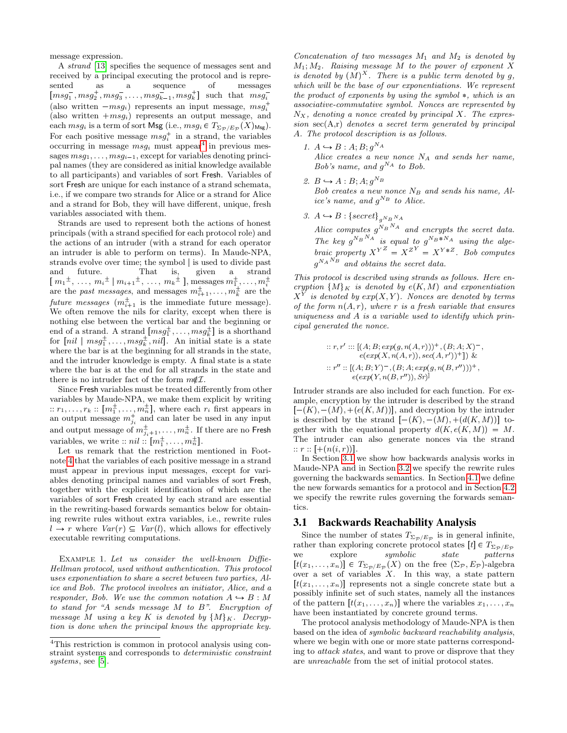message expression.

A *strand* [13] specifies the sequence of messages sent and received by a principal executing the protocol and is represented as a sequence of messages $[msg_1^-, msg_2^+, msg_3^-, \ldots, msg_{k-1}^-, msg_k^+]$ such that $msg_i^-$ (also written $-msg_i$) represents an input message, $msg_i^+$ (also written $+msg_i$) represents an output message, and each $msg_i$ is a term of sort Msg (i.e., $msg_i \in T_{\Sigma_\mathcal{P}/E_\mathcal{P}}(X)_{\mathsf{Msg}}$). For each positive message $msg_i^+$ in a strand, the variables occurring in message $msg_i$ must appear[4] in previous messages $msg_1, \ldots, msg_{i-1}$, except for variables denoting principal names (they are considered as initial knowledge available to all participants) and variables of sort Fresh. Variables of sort Fresh are unique for each instance of a strand schemata, i.e., if we compare two strands for Alice or a strand for Alice and a strand for Bob, they will have different, unique, fresh variables associated with them.

Strands are used to represent both the actions of honest principals (with a strand specified for each protocol role) and the actions of an intruder (with a strand for each operator an intruder is able to perform on terms). In Maude-NPA, strands evolve over time; the symbol | is used to divide past and future. That is, given a strand $[\, m_1{}^{\pm},\ \ldots,\ m_i{}^{\pm} \mid m_{i+1}{}^{\pm},\ \ldots,\ m_k{}^{\pm}\,]$, messages $m_1^{\pm}, \ldots, m_i^{\pm}$ are the *past messages*, and messages $m_{i+1}^{\pm}, \ldots, m_k^{\pm}$ are the *future messages* ($m_{i+1}^{\pm}$ is the immediate future message). We often remove the nils for clarity, except when there is nothing else between the vertical bar and the beginning or end of a strand. A strand $[msg_1^{\pm}, \ldots, msg_k^{\pm}]$ is a shorthand for $[nil \mid msg_1^{\pm}, \ldots, msg_k^{\pm}, nil]$. An initial state is a state where the bar is at the beginning for all strands in the state, and the intruder knowledge is empty. A final state is a state where the bar is at the end for all strands in the state and there is no intruder fact of the form $m \notin \mathcal{I}$.

Since Fresh variables must be treated differently from other variables by Maude-NPA, we make them explicit by writing $:: r_1, \ldots, r_k :: [m_1^{\pm}, \ldots, m_n^{\pm}]$, where each $r_i$ first appears in an output message $m_{j_i}^+$ and can later be used in any input and output message of $m_{j_i+1}^{\pm}, \ldots, m_n^{\pm}$. If there are no Fresh variables, we write $:: nil :: [m_1^{\pm}, \ldots, m_n^{\pm}]$.

Let us remark that the restriction mentioned in Footnote 4 that the variables of each positive message in a strand must appear in previous input messages, except for variables denoting principal names and variables of sort Fresh, together with the explicit identification of which are the variables of sort Fresh created by each strand are essential in the rewriting-based forwards semantics below for obtaining rewrite rules without extra variables, i.e., rewrite rules $l \to r$ where $Var(r) \subseteq Var(l)$, which allows for effectively executable rewriting computations.

Example 1. *Let us consider the well-known Diffie-Hellman protocol, used without authentication. This protocol uses exponentiation to share a secret between two parties, Alice and Bob. The protocol involves an initiator, Alice, and a responder, Bob. We use the common notation $A \hookrightarrow B : M$ to stand for "A sends message M to B". Encryption of message M using a key K is denoted by $\{M\}_K$. Decryption is done when the principal knows the appropriate key. Concatenation of two messages $M_1$ and $M_2$ is denoted by $M_1; M_2$. Raising message M to the power of exponent X is denoted by $(M)^X$. There is a public term denoted by g, which will be the base of our exponentiations. We represent the product of exponents by using the symbol $*$, which is an associative-commutative symbol. Nonces are represented by $N_X$, denoting a nonce created by principal X. The expression* sec(A,r) *denotes a secret term generated by principal A. The protocol description is as follows.*

1. $A \hookrightarrow B : A; B; g^{N_A}$
   *Alice creates a new nonce $N_A$ and sends her name, Bob's name, and $g^{N_A}$ to Bob.*
2. $B \hookrightarrow A : B; A; g^{N_B}$
   *Bob creates a new nonce $N_B$ and sends his name, Alice's name, and $g^{N_B}$ to Alice.*
3. $A \hookrightarrow B : \{secret\}_{g^{N_B}{}^{N_A}}$
   *Alice computes $g^{N_B}{}^{N_A}$ and encrypts the secret data. The key $g^{N_B}{}^{N_A}$ is equal to $g^{N_B * N_A}$ using the algebraic property $X^{Y^Z} = X^{Z^Y} = X^{Y*Z}$. Bob computes $g^{N_A}{}^{N_B}$ and obtains the secret data.*

*This protocol is described using strands as follows. Here encryption $\{M\}_K$ is denoted by $e(K, M)$ and exponentiation $X^Y$ is denoted by $exp(X, Y)$. Nonces are denoted by terms of the form $n(A, r)$, where r is a fresh variable that ensures uniqueness and A is a variable used to identify which principal generated the nonce.*

$$
\begin{array}{l}
:: r, r' ::: [(A; B; exp(g, n(A, r)))^+, (B; A; X)^-,\\
\quad e(exp(X, n(A, r)), sec(A, r'))^+]\ \&\\
:: r'' :: [(A; B; Y)^-, (B; A; exp(g, n(B, r'')))^+,\\
\quad e(exp(Y, n(B, r'')), Sr)]
\end{array}
$$

Intruder strands are also included for each function. For example, encryption by the intruder is described by the strand $[-(K), -(M), +(e(K, M))]$, and decryption by the intruder is described by the strand $[-(K), -(M), +(d(K, M))]$ together with the equational property $d(K, e(K, M)) = M$. The intruder can also generate nonces via the strand $:: r :: [+(n(i, r))]$.

In Section 3.1 we show how backwards analysis works in Maude-NPA and in Section 3.2 we specify the rewrite rules governing the backwards semantics. In Section 4.1 we define the new forwards semantics for a protocol and in Section 4.2 we specify the rewrite rules governing the forwards semantics.

## 3.1 Backwards Reachability Analysis

Since the number of states $T_{\Sigma_\mathcal{P}/E_\mathcal{P}}$ is in general infinite, rather than exploring concrete protocol states $[t] \in T_{\Sigma_\mathcal{P}/E_\mathcal{P}}$ we explore *symbolic state patterns* $[t(x_1, \ldots, x_n)] \in T_{\Sigma_\mathcal{P}/E_\mathcal{P}}(X)$ on the free $(\Sigma_\mathcal{P}, E_\mathcal{P})$-algebra over a set of variables $X$. In this way, a state pattern $[t(x_1, \ldots, x_n)]$ represents not a single concrete state but a possibly infinite set of such states, namely all the instances of the pattern $[t(x_1, \ldots, x_n)]$ where the variables $x_1, \ldots, x_n$ have been instantiated by concrete ground terms.

The protocol analysis methodology of Maude-NPA is then based on the idea of *symbolic backward reachability analysis*, where we begin with one or more state patterns corresponding to *attack states*, and want to prove or disprove that they are *unreachable* from the set of initial protocol states.

[4] This restriction is common in protocol analysis using constraint systems and corresponds to *deterministic constraint systems*, see [5].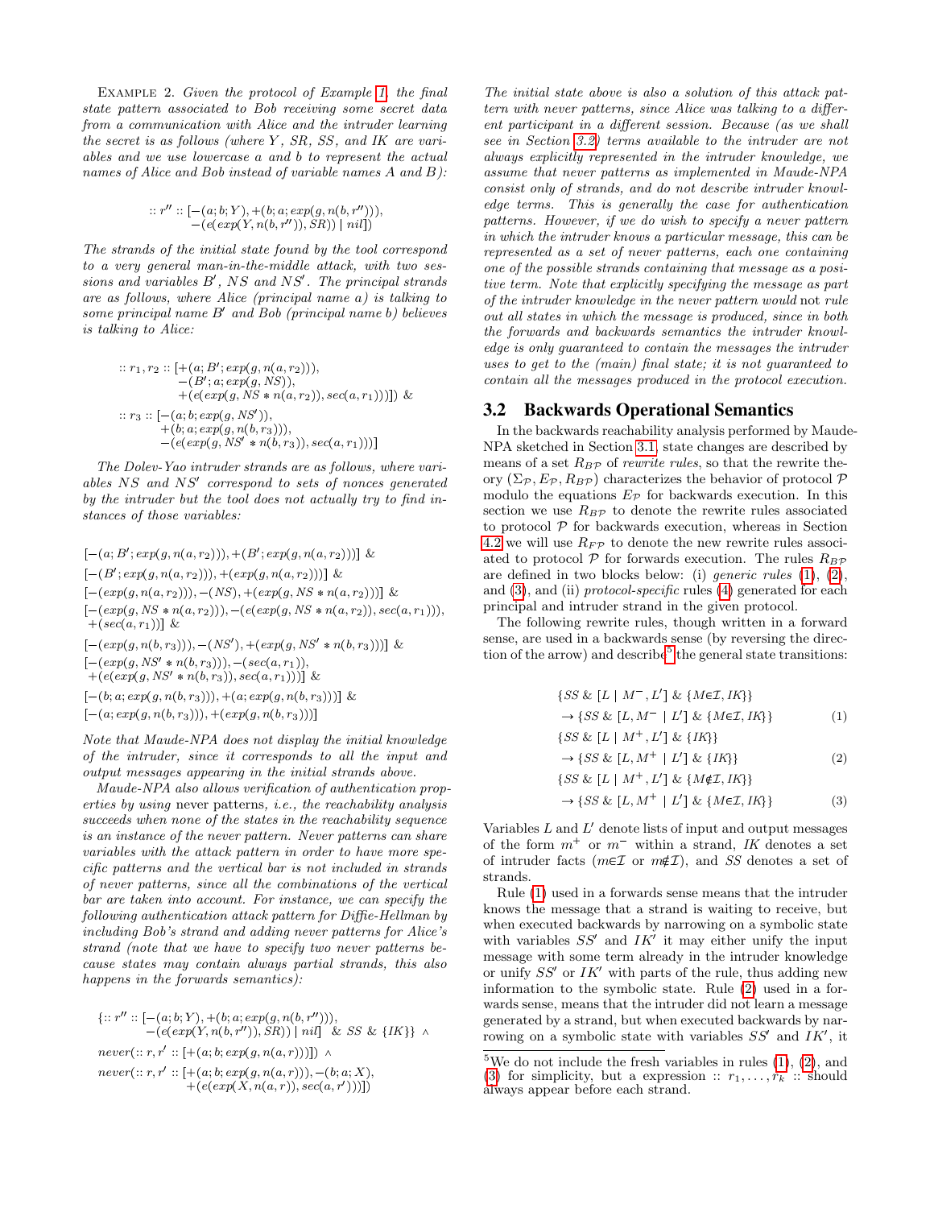EXAMPLE 2. *Given the protocol of Example 1, the final state pattern associated to Bob receiving some secret data from a communication with Alice and the intruder learning the secret is as follows (where $Y$, $SR$, $SS$, and $IK$ are variables and we use lowercase $a$ and $b$ to represent the actual names of Alice and Bob instead of variable names $A$ and $B$):*

$$:: r'' :: [-(a; b; Y), +(b; a; exp(g, n(b, r''))), \\ -(e(exp(Y, n(b, r'')), SR)) \mid nil]$$

*The strands of the initial state found by the tool correspond to a very general man-in-the-middle attack, with two sessions and variables $B'$, $NS$ and $NS'$. The principal strands are as follows, where Alice (principal name $a$) is talking to some principal name $B'$ and Bob (principal name $b$) believes is talking to Alice:*

$$:: r_1, r_2 :: [+(a; B'; exp(g, n(a, r_2))), \\ -(B'; a; exp(g, NS)), \\ +(e(exp(g, NS * n(a, r_2)), sec(a, r_1)))] \ \& $$
$$:: r_3 :: [-(a; b; exp(g, NS')), \\ +(b; a; exp(g, n(b, r_3))), \\ -(e(exp(g, NS' * n(b, r_3)), sec(a, r_1)))]$$

*The Dolev-Yao intruder strands are as follows, where variables $NS$ and $NS'$ correspond to sets of nonces generated by the intruder but the tool does not actually try to find instances of those variables:*

$$[-(a; B'; exp(g, n(a, r_2))), +(B'; exp(g, n(a, r_2)))] \ \&$$
$$[-(B'; exp(g, n(a, r_2))), +(exp(g, n(a, r_2)))] \ \&$$
$$[-(exp(g, n(a, r_2))), -(NS), +(exp(g, NS * n(a, r_2)))] \ \&$$
$$[-(exp(g, NS * n(a, r_2))), -(e(exp(g, NS * n(a, r_2)), sec(a, r_1))), \\ +(sec(a, r_1))] \ \&$$
$$[-(exp(g, n(b, r_3))), -(NS'), +(exp(g, NS' * n(b, r_3)))] \ \&$$
$$[-(exp(g, NS' * n(b, r_3))), -(sec(a, r_1)), \\ +(e(exp(g, NS' * n(b, r_3)), sec(a, r_1)))] \ \&$$
$$[-(b; a; exp(g, n(b, r_3))), +(a; exp(g, n(b, r_3)))] \ \&$$
$$[-(a; exp(g, n(b, r_3))), +(exp(g, n(b, r_3)))]$$

*Note that Maude-NPA does not display the initial knowledge of the intruder, since it corresponds to all the input and output messages appearing in the initial strands above.*

*Maude-NPA also allows verification of authentication properties by using* never patterns*, i.e., the reachability analysis succeeds when none of the states in the reachability sequence is an instance of the never pattern. Never patterns can share variables with the attack pattern in order to have more specific patterns and the vertical bar is not included in strands of never patterns, since all the combinations of the vertical bar are taken into account. For instance, we can specify the following authentication attack pattern for Diffie-Hellman by including Bob's strand and adding never patterns for Alice's strand (note that we have to specify two never patterns because states may contain always partial strands, this also happens in the forwards semantics):*

$$\{:: r'' :: [-(a; b; Y), +(b; a; exp(g, n(b, r''))), \\ -(e(exp(Y, n(b, r'')), SR)) \mid nil] \ \& \ SS \ \& \ \{IK\}\} \ \wedge$$
$$never(:: r, r' :: [+(a; b; exp(g, n(a, r)))]) \ \wedge$$
$$never(:: r, r' :: [+(a; b; exp(g, n(a, r))), -(b; a; X), \\ +(e(exp(X, n(a, r)), sec(a, r')))])$$

*The initial state above is also a solution of this attack pattern with never patterns, since Alice was talking to a different participant in a different session. Because (as we shall see in Section 3.2) terms available to the intruder are not always explicitly represented in the intruder knowledge, we assume that never patterns as implemented in Maude-NPA consist only of strands, and do not describe intruder knowledge terms. This is generally the case for authentication patterns. However, if we do wish to specify a never pattern in which the intruder knows a particular message, this can be represented as a set of never patterns, each one containing one of the possible strands containing that message as a positive term. Note that explicitly specifying the message as part of the intruder knowledge in the never pattern would* not *rule out all states in which the message is produced, since in both the forwards and backwards semantics the intruder knowledge is only guaranteed to contain the messages the intruder uses to get to the (main) final state; it is not guaranteed to contain all the messages produced in the protocol execution.*

## 3.2 Backwards Operational Semantics

In the backwards reachability analysis performed by Maude-NPA sketched in Section 3.1, state changes are described by means of a set $R_{B\mathcal{P}}$ of *rewrite rules*, so that the rewrite theory $(\Sigma_{\mathcal{P}}, E_{\mathcal{P}}, R_{B\mathcal{P}})$ characterizes the behavior of protocol $\mathcal{P}$ modulo the equations $E_{\mathcal{P}}$ for backwards execution. In this section we use $R_{B\mathcal{P}}$ to denote the rewrite rules associated to protocol $\mathcal{P}$ for backwards execution, whereas in Section 4.2 we will use $R_{F\mathcal{P}}$ to denote the new rewrite rules associated to protocol $\mathcal{P}$ for forwards execution. The rules $R_{B\mathcal{P}}$ are defined in two blocks below: (i) *generic rules* (1), (2), and (3), and (ii) *protocol-specific* rules (4) generated for each principal and intruder strand in the given protocol.

The following rewrite rules, though written in a forward sense, are used in a backwards sense (by reversing the direction of the arrow) and describe[5] the general state transitions:

$$\{SS \ \& \ [L \mid M^-, L'] \ \& \ \{M{\in}\mathcal{I}, IK\}\} \\ \rightarrow \{SS \ \& \ [L, M^- \mid L'] \ \& \ \{M{\in}\mathcal{I}, IK\}\} \quad (1)$$
$$\{SS \ \& \ [L \mid M^+, L'] \ \& \ \{IK\}\} \\ \rightarrow \{SS \ \& \ [L, M^+ \mid L'] \ \& \ \{IK\}\} \quad (2)$$
$$\{SS \ \& \ [L \mid M^+, L'] \ \& \ \{M{\notin}\mathcal{I}, IK\}\} \\ \rightarrow \{SS \ \& \ [L, M^+ \mid L'] \ \& \ \{M{\in}\mathcal{I}, IK\}\} \quad (3)$$

Variables $L$ and $L'$ denote lists of input and output messages of the form $m^+$ or $m^-$ within a strand, $IK$ denotes a set of intruder facts ($m{\in}\mathcal{I}$ or $m{\notin}\mathcal{I}$), and $SS$ denotes a set of strands.

Rule (1) used in a forwards sense means that the intruder knows the message that a strand is waiting to receive, but when executed backwards by narrowing on a symbolic state with variables $SS'$ and $IK'$ it may either unify the input message with some term already in the intruder knowledge or unify $SS'$ or $IK'$ with parts of the rule, thus adding new information to the symbolic state. Rule (2) used in a forwards sense, means that the intruder did not learn a message generated by a strand, but when executed backwards by narrowing on a symbolic state with variables $SS'$ and $IK'$, it

[5] We do not include the fresh variables in rules (1), (2), and (3) for simplicity, but a expression $:: r_1, \ldots, r_k ::$ should always appear before each strand.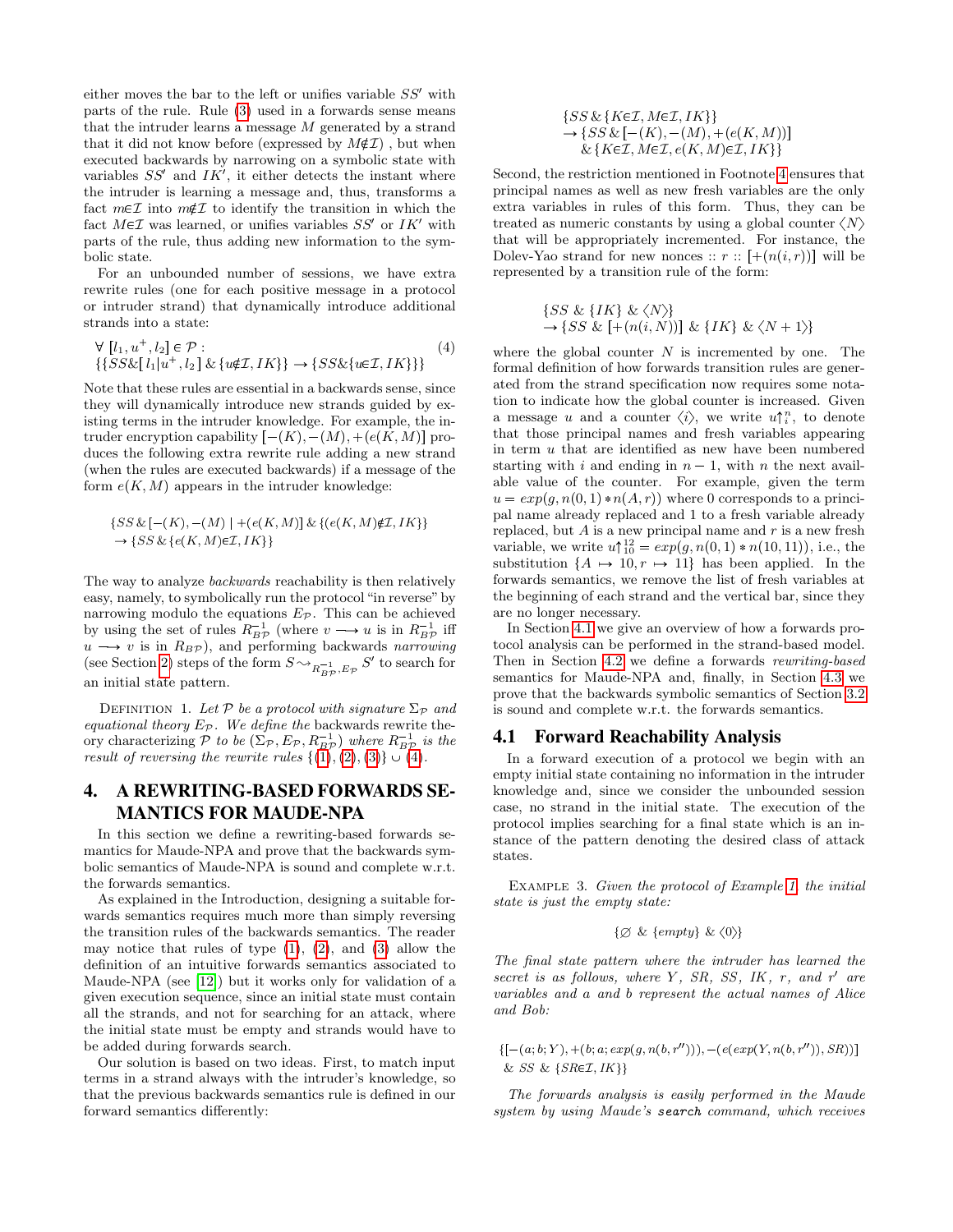either moves the bar to the left or unifies variable $SS'$ with parts of the rule. Rule (3) used in a forwards sense means that the intruder learns a message $M$ generated by a strand that it did not know before (expressed by $M{\notin}\mathcal{I}$) , but when executed backwards by narrowing on a symbolic state with variables $SS'$ and $IK'$, it either detects the instant where the intruder is learning a message and, thus, transforms a fact $m{\in}\mathcal{I}$ into $m{\notin}\mathcal{I}$ to identify the transition in which the fact $M{\in}\mathcal{I}$ was learned, or unifies variables $SS'$ or $IK'$ with parts of the rule, thus adding new information to the symbolic state.

For an unbounded number of sessions, we have extra rewrite rules (one for each positive message in a protocol or intruder strand) that dynamically introduce additional strands into a state:

$$\begin{array}{l}\forall\ [l_1, u^+, l_2] \in \mathcal{P} : \\ \{\{SS\&[\, l_1 | u^+, l_2\,] \,\&\, \{u{\notin}\mathcal{I}, IK\}\} \rightarrow \{SS\&\{u{\in}\mathcal{I}, IK\}\}\}\end{array} \qquad (4)$$

Note that these rules are essential in a backwards sense, since they will dynamically introduce new strands guided by existing terms in the intruder knowledge. For example, the intruder encryption capability $[-(K), -(M), +(e(K, M)]$ produces the following extra rewrite rule adding a new strand (when the rules are executed backwards) if a message of the form $e(K, M)$ appears in the intruder knowledge:

$$\begin{array}{l}\{SS\,\&\,[-(K), -(M) \mid +(e(K, M)] \,\&\, \{(e(K, M){\notin}\mathcal{I}, IK\}\} \\ \rightarrow \{SS\,\&\,\{e(K, M){\in}\mathcal{I}, IK\}\}\end{array}$$

The way to analyze *backwards* reachability is then relatively easy, namely, to symbolically run the protocol "in reverse" by narrowing modulo the equations $E_\mathcal{P}$. This can be achieved by using the set of rules $R^{-1}_{B\mathcal{P}}$ (where $v \longrightarrow u$ is in $R^{-1}_{B\mathcal{P}}$ iff $u \longrightarrow v$ is in $R_{B\mathcal{P}}$), and performing backwards *narrowing* (see Section 2) steps of the form $S \rightsquigarrow_{R^{-1}_{B\mathcal{P}}, E_\mathcal{P}} S'$ to search for an initial state pattern.

Definition 1. *Let $\mathcal{P}$ be a protocol with signature $\Sigma_\mathcal{P}$ and equational theory $E_\mathcal{P}$. We define the* backwards rewrite theory *characterizing $\mathcal{P}$ to be $(\Sigma_\mathcal{P}, E_\mathcal{P}, R^{-1}_{B\mathcal{P}})$ where $R^{-1}_{B\mathcal{P}}$ is the result of reversing the rewrite rules $\{(1), (2), (3)\} \cup (4)$.*

# 4. A REWRITING-BASED FORWARDS SEMANTICS FOR MAUDE-NPA

In this section we define a rewriting-based forwards semantics for Maude-NPA and prove that the backwards symbolic semantics of Maude-NPA is sound and complete w.r.t. the forwards semantics.

As explained in the Introduction, designing a suitable forwards semantics requires much more than simply reversing the transition rules of the backwards semantics. The reader may notice that rules of type (1), (2), and (3) allow the definition of an intuitive forwards semantics associated to Maude-NPA (see [12]) but it works only for validation of a given execution sequence, since an initial state must contain all the strands, and not for searching for an attack, where the initial state must be empty and strands would have to be added during forwards search.

Our solution is based on two ideas. First, to match input terms in a strand always with the intruder's knowledge, so that the previous backwards semantics rule is defined in our forward semantics differently:

$$\begin{array}{l}\{SS\,\&\,\{K{\in}\mathcal{I}, M{\in}\mathcal{I}, IK\}\} \\ \rightarrow \{SS\,\&\,[-(K), -(M), +(e(K, M))] \\ \quad \&\,\{K{\in}\mathcal{I}, M{\in}\mathcal{I}, e(K, M){\in}\mathcal{I}, IK\}\}\end{array}$$

Second, the restriction mentioned in Footnote 4 ensures that principal names as well as new fresh variables are the only extra variables in rules of this form. Thus, they can be treated as numeric constants by using a global counter $\langle N\rangle$ that will be appropriately incremented. For instance, the Dolev-Yao strand for new nonces :: $r$ :: $[+(n(i, r))]$ will be represented by a transition rule of the form:

$$\begin{array}{l}\{SS\ \&\ \{IK\}\ \&\ \langle N\rangle\} \\ \rightarrow \{SS\ \&\ [+(n(i, N))]\ \&\ \{IK\}\ \&\ \langle N+1\rangle\}\end{array}$$

where the global counter $N$ is incremented by one. The formal definition of how forwards transition rules are generated from the strand specification now requires some notation to indicate how the global counter is increased. Given a message $u$ and a counter $\langle i\rangle$, we write $u{\uparrow}^n_i$, to denote that those principal names and fresh variables appearing in term $u$ that are identified as new have been numbered starting with $i$ and ending in $n-1$, with $n$ the next available value of the counter. For example, given the term $u = exp(g, n(0, 1) * n(A, r))$ where 0 corresponds to a principal name already replaced and 1 to a fresh variable already replaced, but $A$ is a new principal name and $r$ is a new fresh variable, we write $u{\uparrow}^{12}_{10} = exp(g, n(0, 1) * n(10, 11))$, i.e., the substitution $\{A \mapsto 10, r \mapsto 11\}$ has been applied. In the forwards semantics, we remove the list of fresh variables at the beginning of each strand and the vertical bar, since they are no longer necessary.

In Section 4.1 we give an overview of how a forwards protocol analysis can be performed in the strand-based model. Then in Section 4.2 we define a forwards *rewriting-based* semantics for Maude-NPA and, finally, in Section 4.3 we prove that the backwards symbolic semantics of Section 3.2 is sound and complete w.r.t. the forwards semantics.

## 4.1 Forward Reachability Analysis

In a forward execution of a protocol we begin with an empty initial state containing no information in the intruder knowledge and, since we consider the unbounded session case, no strand in the initial state. The execution of the protocol implies searching for a final state which is an instance of the pattern denoting the desired class of attack states.

Example 3. *Given the protocol of Example 1, the initial state is just the empty state:*

$$\{\varnothing\ \&\ \{empty\}\ \&\ \langle 0\rangle\}$$

*The final state pattern where the intruder has learned the secret is as follows, where $Y$, $SR$, $SS$, $IK$, $r$, and $r'$ are variables and $a$ and $b$ represent the actual names of Alice and Bob:*

$$\begin{array}{l}\{[-(a; b; Y), +(b; a; exp(g, n(b, r''))), -(e(exp(Y, n(b, r'')), SR))] \\ \ \&\ SS\ \&\ \{SR{\in}\mathcal{I}, IK\}\}\end{array}$$

*The forwards analysis is easily performed in the Maude system by using Maude's* `search` *command, which receives*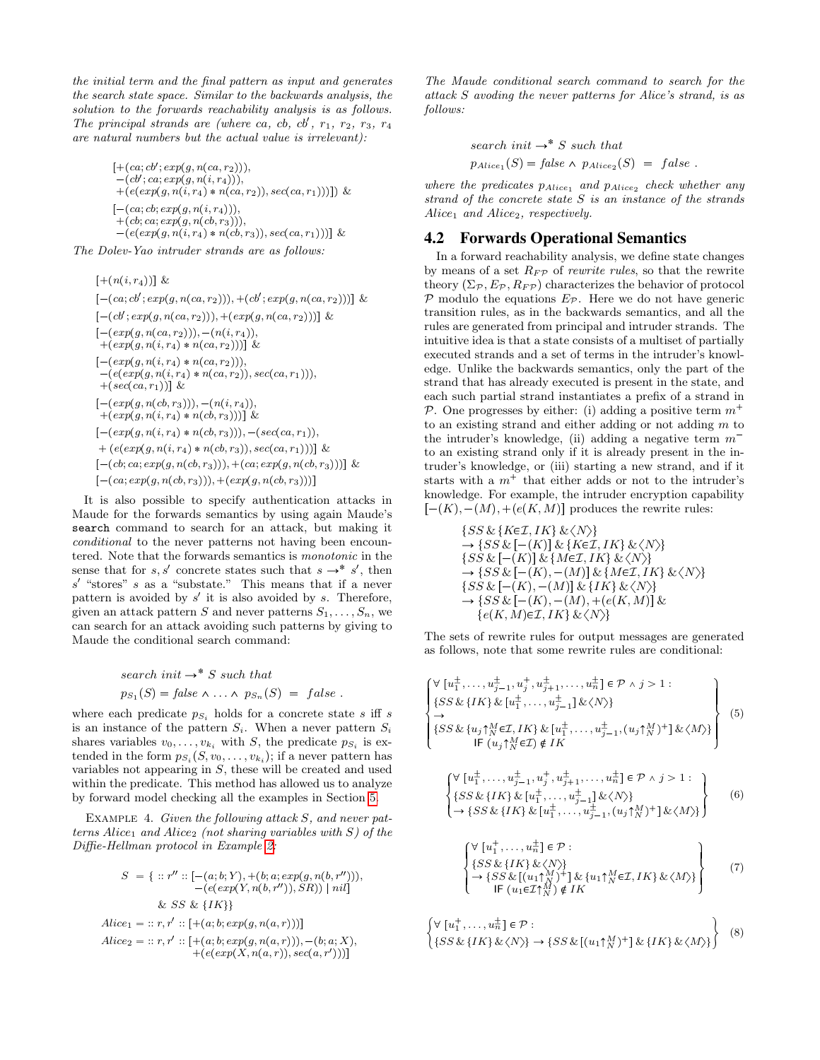*the initial term and the final pattern as input and generates the search state space. Similar to the backwards analysis, the solution to the forwards reachability analysis is as follows. The principal strands are (where ca, cb, cb′, $r_1$, $r_2$, $r_3$, $r_4$ are natural numbers but the actual value is irrelevant):*

$$
\begin{array}{l}
[+(ca; cb'; exp(g, n(ca, r_2))),\\
\ -(cb'; ca; exp(g, n(i, r_4))),\\
\ +(e(exp(g, n(i, r_4) * n(ca, r_2)), sec(ca, r_1)))]\ \&\\
[-(ca; cb; exp(g, n(i, r_4))),\\
\ +(cb; ca; exp(g, n(cb, r_3))),\\
\ -(e(exp(g, n(i, r_4) * n(cb, r_3)), sec(ca, r_1)))]\ \&
\end{array}
$$

*The Dolev-Yao intruder strands are as follows:*

$$
\begin{array}{l}
[+(n(i, r_4))]\ \&\\
[-(ca; cb'; exp(g, n(ca, r_2))), +(cb'; exp(g, n(ca, r_2)))]\ \&\\
[-(cb'; exp(g, n(ca, r_2))), +(exp(g, n(ca, r_2)))]\ \&\\
[-(exp(g, n(ca, r_2))), -(n(i, r_4)),\\
\ +(exp(g, n(i, r_4) * n(ca, r_2)))]\ \&\\
[-(exp(g, n(i, r_4) * n(ca, r_2))),\\
\ -(e(exp(g, n(i, r_4) * n(ca, r_2)), sec(ca, r_1))),\\
\ +(sec(ca, r_1))]\ \&\\
[-(exp(g, n(cb, r_3))), -(n(i, r_4)),\\
\ +(exp(g, n(i, r_4) * n(cb, r_3)))]\ \&\\
[-(exp(g, n(i, r_4) * n(cb, r_3))), -(sec(ca, r_1)),\\
\ +(e(exp(g, n(i, r_4) * n(cb, r_3)), sec(ca, r_1)))]\ \&\\
[-(cb; ca; exp(g, n(cb, r_3))), +(ca; exp(g, n(cb, r_3)))]\ \&\\
[-(ca; exp(g, n(cb, r_3))), +(exp(g, n(cb, r_3)))]
\end{array}
$$

It is also possible to specify authentication attacks in Maude for the forwards semantics by using again Maude's `search` command to search for an attack, but making it *conditional* to the never patterns not having been encountered. Note that the forwards semantics is *monotonic* in the sense that for $s, s'$ concrete states such that $s \to^* s'$, then $s'$ "stores" $s$ as a "substate." This means that if a never pattern is avoided by $s'$ it is also avoided by $s$. Therefore, given an attack pattern $S$ and never patterns $S_1, \ldots, S_n$, we can search for an attack avoiding such patterns by giving to Maude the conditional search command:

$$
\begin{array}{l}
search\ init \to^* S\ such\ that\\
p_{S_1}(S) = false \wedge \ldots \wedge p_{S_n}(S)\ =\ false\ .
\end{array}
$$

where each predicate $p_{S_i}$ holds for a concrete state $s$ iff $s$ is an instance of the pattern $S_i$. When a never pattern $S_i$ shares variables $v_0, \ldots, v_{k_i}$ with $S$, the predicate $p_{S_i}$ is extended in the form $p_{S_i}(S, v_0, \ldots, v_{k_i})$; if a never pattern has variables not appearing in $S$, these will be created and used within the predicate. This method has allowed us to analyze by forward model checking all the examples in Section 5.

Example 4. *Given the following attack $S$, and never patterns $Alice_1$ and $Alice_2$ (not sharing variables with $S$) of the Diffie-Hellman protocol in Example 2:*

$$
\begin{array}{l}
S\ =\ \{\ ::r''::[-(a; b; Y), +(b; a; exp(g, n(b, r''))),\\
\qquad\qquad -(e(exp(Y, n(b, r'')), SR))\ |\ nil]\\
\qquad\ \&\ SS\ \&\ \{IK\}\}\\
Alice_1 = ::r, r'::[+(a; b; exp(g, n(a, r)))]\\
Alice_2 = ::r, r'::[+(a; b; exp(g, n(a, r))), -(b; a; X),\\
\qquad\qquad +(e(exp(X, n(a, r)), sec(a, r')))]
\end{array}
$$

*The Maude conditional search command to search for the attack $S$ avoding the never patterns for Alice's strand, is as follows:*

$$
\begin{array}{l}
search\ init \to^* S\ such\ that\\
p_{Alice_1}(S) = false \wedge p_{Alice_2}(S)\ =\ false\ .
\end{array}
$$

*where the predicates $p_{Alice_1}$ and $p_{Alice_2}$ check whether any strand of the concrete state $S$ is an instance of the strands $Alice_1$ and $Alice_2$, respectively.*

## 4.2 Forwards Operational Semantics

In a forward reachability analysis, we define state changes by means of a set $R_{F\mathcal{P}}$ of *rewrite rules*, so that the rewrite theory $(\Sigma_{\mathcal{P}}, E_{\mathcal{P}}, R_{F\mathcal{P}})$ characterizes the behavior of protocol $\mathcal{P}$ modulo the equations $E_{\mathcal{P}}$. Here we do not have generic transition rules, as in the backwards semantics, and all the rules are generated from principal and intruder strands. The intuitive idea is that a state consists of a multiset of partially executed strands and a set of terms in the intruder's knowledge. Unlike the backwards semantics, only the part of the strand that has already executed is present in the state, and each such partial strand instantiates a prefix of a strand in $\mathcal{P}$. One progresses by either: (i) adding a positive term $m^+$ to an existing strand and either adding or not adding $m$ to the intruder's knowledge, (ii) adding a negative term $m^-$ to an existing strand only if it is already present in the intruder's knowledge, or (iii) starting a new strand, and if it starts with a $m^+$ that either adds or not to the intruder's knowledge. For example, the intruder encryption capability $[-(K), -(M), +(e(K, M)]$ produces the rewrite rules:

$$
\begin{array}{l}
\{SS\ \&\ \{K{\in}\mathcal{I}, IK\}\ \&\ \langle N\rangle\}\\
\to \{SS\ \&\ [-(K)]\ \&\ \{K{\in}\mathcal{I}, IK\}\ \&\ \langle N\rangle\}\\
\{SS\ \&\ [-(K)]\ \&\ \{M{\in}\mathcal{I}, IK\}\ \&\ \langle N\rangle\}\\
\to \{SS\ \&\ [-(K), -(M)]\ \&\ \{M{\in}\mathcal{I}, IK\}\ \&\ \langle N\rangle\}\\
\{SS\ \&\ [-(K), -(M)]\ \&\ \{IK\}\ \&\ \langle N\rangle\}\\
\to \{SS\ \&\ [-(K), -(M), +(e(K, M)]\ \&\\
\quad \{e(K, M){\in}\mathcal{I}, IK\}\ \&\ \langle N\rangle\}
\end{array}
$$

The sets of rewrite rules for output messages are generated as follows, note that some rewrite rules are conditional:

$$
\left\{
\begin{array}{l}
\forall\ [u_1^\pm, \ldots, u_{j-1}^\pm, u_j^+, u_{j+1}^\pm, \ldots, u_n^\pm] \in \mathcal{P} \wedge j > 1:\\
\{SS\ \&\ \{IK\}\ \&\ [u_1^\pm, \ldots, u_{j-1}^\pm]\ \&\ \langle N\rangle\}\\
\to\\
\{SS\ \&\ \{u_j{\uparrow}_N^M{\in}\mathcal{I}, IK\}\ \&\ [u_1^\pm, \ldots, u_{j-1}^\pm, (u_j{\uparrow}_N^M)^+]\ \&\ \langle M\rangle\}\\
\qquad \textsf{IF}\ (u_j{\uparrow}_N^M{\in}\mathcal{I}) \notin IK
\end{array}
\right\} \quad (5)
$$

$$
\left\{
\begin{array}{l}
\forall\ [u_1^\pm, \ldots, u_{j-1}^\pm, u_j^+, u_{j+1}^\pm, \ldots, u_n^\pm] \in \mathcal{P} \wedge j > 1:\\
\{SS\ \&\ \{IK\}\ \&\ [u_1^\pm, \ldots, u_{j-1}^\pm]\ \&\ \langle N\rangle\}\\
\to \{SS\ \&\ \{IK\}\ \&\ [u_1^\pm, \ldots, u_{j-1}^\pm, (u_j{\uparrow}_N^M)^+]\ \&\ \langle M\rangle\}
\end{array}
\right\} \quad (6)
$$

$$
\left\{
\begin{array}{l}
\forall\ [u_1^+, \ldots, u_n^\pm] \in \mathcal{P}:\\
\{SS\ \&\ \{IK\}\ \&\ \langle N\rangle\}\\
\to \{SS\ \&\ [(u_1{\uparrow}_N^M)^+]\ \&\ \{u_1{\uparrow}_N^M{\in}\mathcal{I}, IK\}\ \&\ \langle M\rangle\}\\
\qquad \textsf{IF}\ (u_1{\in}\mathcal{I}{\uparrow}_N^M) \notin IK
\end{array}
\right\} \quad (7)
$$

$$
\left\{
\begin{array}{l}
\forall\ [u_1^+, \ldots, u_n^\pm] \in \mathcal{P}:\\
\{SS\ \&\ \{IK\}\ \&\ \langle N\rangle\} \to \{SS\ \&\ [(u_1{\uparrow}_N^M)^+]\ \&\ \{IK\}\ \&\ \langle M\rangle\}
\end{array}
\right\} \quad (8)
$$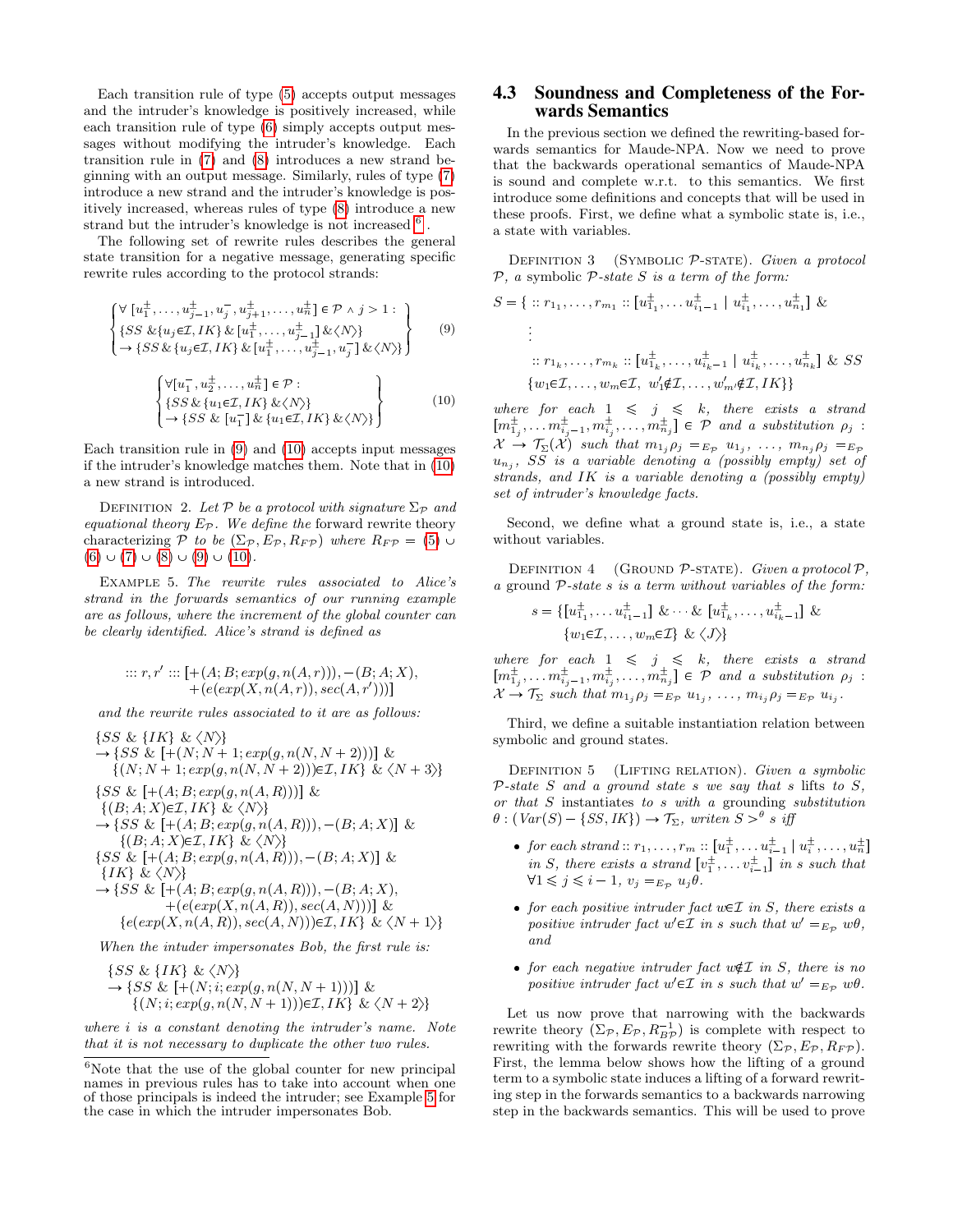Each transition rule of type (5) accepts output messages and the intruder's knowledge is positively increased, while each transition rule of type (6) simply accepts output messages without modifying the intruder's knowledge. Each transition rule in (7) and (8) introduces a new strand beginning with an output message. Similarly, rules of type (7) introduce a new strand and the intruder's knowledge is positively increased, whereas rules of type (8) introduce a new strand but the intruder's knowledge is not increased [6].

The following set of rewrite rules describes the general state transition for a negative message, generating specific rewrite rules according to the protocol strands:

$$\left\{\begin{array}{l} \forall\ [u_1^\pm,\ldots,u_{j-1}^\pm,u_j^-,u_{j+1}^\pm,\ldots,u_n^\pm] \in \mathcal{P} \wedge j>1 : \\ \{SS\ \&\{u_j{\in}\mathcal{I},IK\}\ \&\ [u_1^\pm,\ldots,u_{j-1}^\pm]\ \&\langle N\rangle\} \\ \rightarrow \{SS\ \&\ \{u_j{\in}\mathcal{I},IK\}\ \&\ [u_1^\pm,\ldots,u_{j-1}^\pm,u_j^-]\ \&\langle N\rangle\} \end{array}\right\} \quad (9)$$

$$\left\{\begin{array}{l} \forall [u_1^-,u_2^\pm,\ldots,u_n^\pm] \in \mathcal{P} : \\ \{SS\ \&\ \{u_1{\in}\mathcal{I},IK\}\ \&\langle N\rangle\} \\ \rightarrow \{SS\ \&\ [u_1^-]\ \&\ \{u_1{\in}\mathcal{I},IK\}\ \&\langle N\rangle\} \end{array}\right\} \quad (10)$$

Each transition rule in (9) and (10) accepts input messages if the intruder's knowledge matches them. Note that in (10) a new strand is introduced.

Definition 2. *Let $\mathcal{P}$ be a protocol with signature $\Sigma_\mathcal{P}$ and equational theory $E_\mathcal{P}$. We define the* forward rewrite theory *characterizing $\mathcal{P}$ to be $(\Sigma_\mathcal{P}, E_\mathcal{P}, R_{F\mathcal{P}})$ where $R_{F\mathcal{P}}$ = (5) ∪ (6) ∪ (7) ∪ (8) ∪ (9) ∪ (10).*

Example 5. *The rewrite rules associated to Alice's strand in the forwards semantics of our running example are as follows, where the increment of the global counter can be clearly identified. Alice's strand is defined as*

$$::: r, r' :::\ [+(A;B;exp(g,n(A,r))), -(B;A;X), \\ +(e(exp(X,n(A,r)),sec(A,r')))]$$

*and the rewrite rules associated to it are as follows:*

$\{SS\ \&\ \{IK\}\ \&\ \langle N\rangle\}$
$\rightarrow \{SS\ \&\ [+(N;N+1;exp(g,n(N,N+2)))]\ \&$
$\quad \{(N;N+1;exp(g,n(N,N+2))){\in}\mathcal{I},IK\}\ \&\ \langle N+3\rangle\}$

$\{SS\ \&\ [+(A;B;exp(g,n(A,R)))]\ \&$
$\quad \{(B;A;X){\in}\mathcal{I},IK\}\ \&\ \langle N\rangle\}$
$\rightarrow \{SS\ \&\ [+(A;B;exp(g,n(A,R))),-(B;A;X)]\ \&$
$\quad \{(B;A;X){\in}\mathcal{I},IK\}\ \&\ \langle N\rangle\}$

$\{SS\ \&\ [+(A;B;exp(g,n(A,R))),-(B;A;X)]\ \&$
$\quad \{IK\}\ \&\ \langle N\rangle\}$
$\rightarrow \{SS\ \&\ [+(A;B;exp(g,n(A,R))),-(B;A;X),$
$\quad +(e(exp(X,n(A,R)),sec(A,N)))]\ \&$
$\quad \{e(exp(X,n(A,R)),sec(A,N)){\in}\mathcal{I},IK\}\ \&\ \langle N+1\rangle\}$

*When the intuder impersonates Bob, the first rule is:*

$\{SS\ \&\ \{IK\}\ \&\ \langle N\rangle\}$
$\rightarrow \{SS\ \&\ [+(N;i;exp(g,n(N,N+1)))]\ \&$
$\quad \{(N;i;exp(g,n(N,N+1))){\in}\mathcal{I},IK\}\ \&\ \langle N+2\rangle\}$

*where $i$ is a constant denoting the intruder's name. Note that it is not necessary to duplicate the other two rules.*

[6]Note that the use of the global counter for new principal names in previous rules has to take into account when one of those principals is indeed the intruder; see Example 5 for the case in which the intruder impersonates Bob.

## 4.3 Soundness and Completeness of the Forwards Semantics

In the previous section we defined the rewriting-based forwards semantics for Maude-NPA. Now we need to prove that the backwards operational semantics of Maude-NPA is sound and complete w.r.t. to this semantics. We first introduce some definitions and concepts that will be used in these proofs. First, we define what a symbolic state is, i.e., a state with variables.

Definition 3 (Symbolic $\mathcal{P}$-state). *Given a protocol $\mathcal{P}$, a symbolic $\mathcal{P}$-state $S$ is a term of the form:*

$$S = \{\ :: r_{1_1},\ldots,r_{m_1} :: [u_{1_1}^\pm,\ldots u_{i_1-1}^\pm\ |\ u_{i_1}^\pm,\ldots,u_{n_1}^\pm]\ \&$$
$$\vdots$$
$$:: r_{1_k},\ldots,r_{m_k} :: [u_{1_k}^\pm,\ldots,u_{i_k-1}^\pm\ |\ u_{i_k}^\pm,\ldots,u_{n_k}^\pm]\ \&\ SS$$
$$\{w_1{\in}\mathcal{I},\ldots,w_m{\in}\mathcal{I},\ w_1'{\notin}\mathcal{I},\ldots,w_{m'}'{\notin}\mathcal{I},IK\}\}$$

*where for each $1 \leqslant j \leqslant k$, there exists a strand $[m_{1_j}^\pm,\ldots m_{i_j-1}^\pm,m_{i_j}^\pm,\ldots,m_{n_j}^\pm] \in \mathcal{P}$ and a substitution $\rho_j : \mathcal{X} \rightarrow \mathcal{T}_\Sigma(\mathcal{X})$ such that $m_{1_j}\rho_j =_{E_\mathcal{P}} u_{1_j}$, …, $m_{n_j}\rho_j =_{E_\mathcal{P}} u_{n_j}$, $SS$ is a variable denoting a (possibly empty) set of strands, and $IK$ is a variable denoting a (possibly empty) set of intruder's knowledge facts.*

Second, we define what a ground state is, i.e., a state without variables.

Definition 4 (Ground $\mathcal{P}$-state). *Given a protocol $\mathcal{P}$, a ground $\mathcal{P}$-state $s$ is a term without variables of the form:*

$$s = \{[u_{1_1}^\pm,\ldots u_{i_1-1}^\pm]\ \&\cdots\&\ [u_{1_k}^\pm,\ldots,u_{i_k-1}^\pm]\ \&$$
$$\{w_1{\in}\mathcal{I},\ldots,w_m{\in}\mathcal{I}\}\ \&\ \langle J\rangle\}$$

*where for each $1 \leqslant j \leqslant k$, there exists a strand $[m_{1_j}^\pm,\ldots m_{i_j-1}^\pm,m_{i_j}^\pm,\ldots,m_{n_j}^\pm] \in \mathcal{P}$ and a substitution $\rho_j : \mathcal{X} \rightarrow \mathcal{T}_\Sigma$ such that $m_{1_j}\rho_j =_{E_\mathcal{P}} u_{1_j}$, …, $m_{i_j}\rho_j =_{E_\mathcal{P}} u_{i_j}$.*

Third, we define a suitable instantiation relation between symbolic and ground states.

Definition 5 (Lifting relation). *Given a symbolic $\mathcal{P}$-state $S$ and a ground state $s$ we say that $s$ lifts to $S$, or that $S$ instantiates to $s$ with a grounding substitution $\theta : (Var(S) - \{SS, IK\}) \rightarrow \mathcal{T}_\Sigma$, writen $S >^\theta s$ iff*

- *for each strand $:: r_1,\ldots,r_m :: [u_1^\pm,\ldots u_{i-1}^\pm\ |\ u_i^\pm,\ldots,u_n^\pm]$ in $S$, there exists a strand $[v_1^\pm,\ldots v_{i-1}^\pm]$ in $s$ such that $\forall 1 \leqslant j \leqslant i-1$, $v_j =_{E_\mathcal{P}} u_j\theta$.*
- *for each positive intruder fact $u{\in}\mathcal{I}$ in $S$, there exists a positive intruder fact $w'{\in}\mathcal{I}$ in $s$ such that $w' =_{E_\mathcal{P}} w\theta$, and*
- *for each negative intruder fact $w{\notin}\mathcal{I}$ in $S$, there is no positive intruder fact $w'{\in}\mathcal{I}$ in $s$ such that $w' =_{E_\mathcal{P}} w\theta$.*

Let us now prove that narrowing with the backwards rewrite theory $(\Sigma_\mathcal{P}, E_\mathcal{P}, R_{B\mathcal{P}}^{-1})$ is complete with respect to rewriting with the forwards rewrite theory $(\Sigma_\mathcal{P}, E_\mathcal{P}, R_{F\mathcal{P}})$. First, the lemma below shows how the lifting of a ground term to a symbolic state induces a lifting of a forward rewriting step in the forwards semantics to a backwards narrowing step in the backwards semantics. This will be used to prove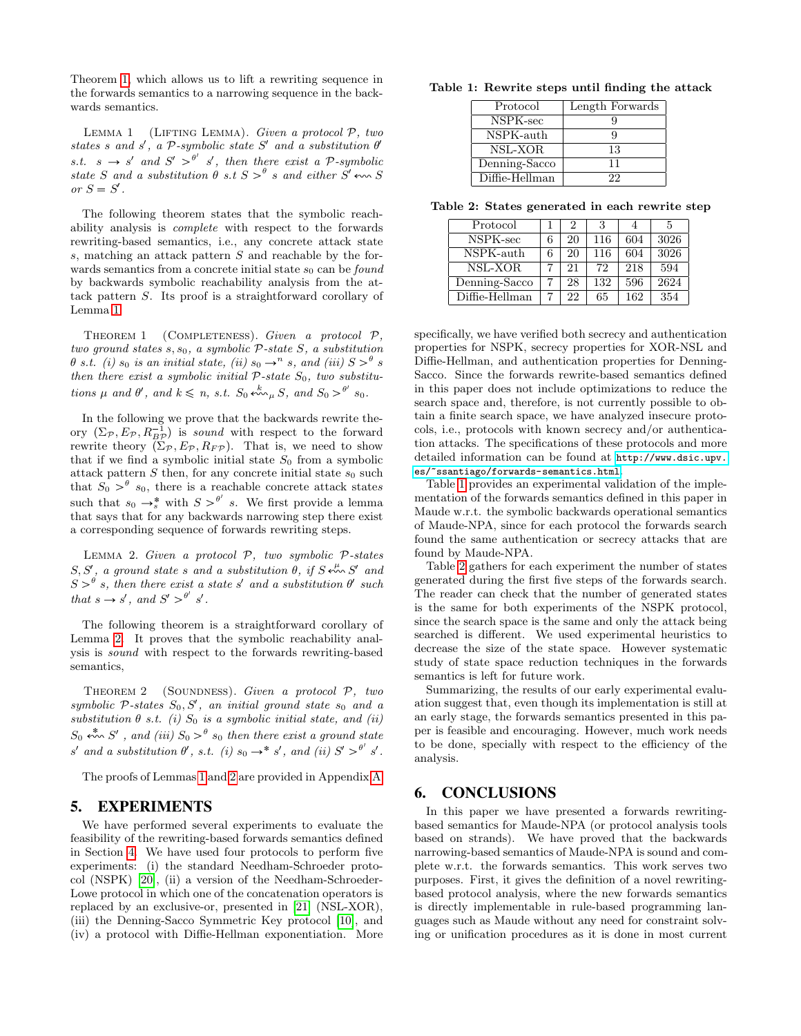Theorem 1, which allows us to lift a rewriting sequence in the forwards semantics to a narrowing sequence in the backwards semantics.

Lemma 1 (Lifting Lemma). *Given a protocol $\mathcal{P}$, two states $s$ and $s'$, a $\mathcal{P}$-symbolic state $S'$ and a substitution $\theta'$ s.t. $s \to s'$ and $S' >^{\theta'} s'$, then there exist a $\mathcal{P}$-symbolic state $S$ and a substitution $\theta$ s.t $S >^{\theta} s$ and either $S' \leftsquigarrow S$ or $S = S'$.*

The following theorem states that the symbolic reachability analysis is *complete* with respect to the forwards rewriting-based semantics, i.e., any concrete attack state $s$, matching an attack pattern $S$ and reachable by the forwards semantics from a concrete initial state $s_0$ can be *found* by backwards symbolic reachability analysis from the attack pattern $S$. Its proof is a straightforward corollary of Lemma 1.

Theorem 1 (Completeness). *Given a protocol $\mathcal{P}$, two ground states $s, s_0$, a symbolic $\mathcal{P}$-state $S$, a substitution $\theta$ s.t. (i) $s_0$ is an initial state, (ii) $s_0 \to^n s$, and (iii) $S >^{\theta} s$ then there exist a symbolic initial $\mathcal{P}$-state $S_0$, two substitutions $\mu$ and $\theta'$, and $k \leqslant n$, s.t. $S_0 \overset{k}{\leftsquigarrow}_{\mu} S$, and $S_0 >^{\theta'} s_0$.*

In the following we prove that the backwards rewrite theory $(\Sigma_{\mathcal{P}}, E_{\mathcal{P}}, R^{-1}_{BP})$ is *sound* with respect to the forward rewrite theory $(\Sigma_{\mathcal{P}}, E_{\mathcal{P}}, R_{F\mathcal{P}})$. That is, we need to show that if we find a symbolic initial state $S_0$ from a symbolic attack pattern $S$ then, for any concrete initial state $s_0$ such that $S_0 >^{\theta} s_0$, there is a reachable concrete attack states such that $s_0 \to^*_s$ with $S >^{\theta'} s$. We first provide a lemma that says that for any backwards narrowing step there exist a corresponding sequence of forwards rewriting steps.

Lemma 2. *Given a protocol $\mathcal{P}$, two symbolic $\mathcal{P}$-states $S, S'$, a ground state $s$ and a substitution $\theta$, if $S \overset{\mu}{\leftsquigarrow} S'$ and $S >^{\theta} s$, then there exist a state $s'$ and a substitution $\theta'$ such that $s \to s'$, and $S' >^{\theta'} s'$.*

The following theorem is a straightforward corollary of Lemma 2. It proves that the symbolic reachability analysis is *sound* with respect to the forwards rewriting-based semantics,

Theorem 2 (Soundness). *Given a protocol $\mathcal{P}$, two symbolic $\mathcal{P}$-states $S_0, S'$, an initial ground state $s_0$ and a substitution $\theta$ s.t. (i) $S_0$ is a symbolic initial state, and (ii) $S_0 \overset{*}{\leftsquigarrow} S'$ , and (iii) $S_0 >^{\theta} s_0$ then there exist a ground state $s'$ and a substitution $\theta'$, s.t. (i) $s_0 \to^* s'$, and (ii) $S' >^{\theta'} s'$.*

The proofs of Lemmas 1 and 2 are provided in Appendix A.

## 5. EXPERIMENTS

We have performed several experiments to evaluate the feasibility of the rewriting-based forwards semantics defined in Section 4. We have used four protocols to perform five experiments: (i) the standard Needham-Schroeder protocol (NSPK) [20], (ii) a version of the Needham-Schroeder-Lowe protocol in which one of the concatenation operators is replaced by an exclusive-or, presented in [21] (NSL-XOR), (iii) the Denning-Sacco Symmetric Key protocol [10], and (iv) a protocol with Diffie-Hellman exponentiation. More specifically, we have verified both secrecy and authentication properties for NSPK, secrecy properties for XOR-NSL and Diffie-Hellman, and authentication properties for Denning-Sacco. Since the forwards rewrite-based semantics defined in this paper does not include optimizations to reduce the search space and, therefore, is not currently possible to obtain a finite search space, we have analyzed insecure protocols, i.e., protocols with known secrecy and/or authentication attacks. The specifications of these protocols and more detailed information can be found at `http://www.dsic.upv.es/~ssantiago/forwards-semantics.html`.

**Table 1: Rewrite steps until finding the attack**

| Protocol | Length Forwards |
|---|---|
| NSPK-sec | 9 |
| NSPK-auth | 9 |
| NSL-XOR | 13 |
| Denning-Sacco | 11 |
| Diffie-Hellman | 22 |

**Table 2: States generated in each rewrite step**

| Protocol | 1 | 2 | 3 | 4 | 5 |
|---|---|---|---|---|---|
| NSPK-sec | 6 | 20 | 116 | 604 | 3026 |
| NSPK-auth | 6 | 20 | 116 | 604 | 3026 |
| NSL-XOR | 7 | 21 | 72 | 218 | 594 |
| Denning-Sacco | 7 | 28 | 132 | 596 | 2624 |
| Diffie-Hellman | 7 | 22 | 65 | 162 | 354 |

Table 1 provides an experimental validation of the implementation of the forwards semantics defined in this paper in Maude w.r.t. the symbolic backwards operational semantics of Maude-NPA, since for each protocol the forwards search found the same authentication or secrecy attacks that are found by Maude-NPA.

Table 2 gathers for each experiment the number of states generated during the first five steps of the forwards search. The reader can check that the number of generated states is the same for both experiments of the NSPK protocol, since the search space is the same and only the attack being searched is different. We used experimental heuristics to decrease the size of the state space. However systematic study of state space reduction techniques in the forwards semantics is left for future work.

Summarizing, the results of our early experimental evaluation suggest that, even though its implementation is still at an early stage, the forwards semantics presented in this paper is feasible and encouraging. However, much work needs to be done, specially with respect to the efficiency of the analysis.

## 6. CONCLUSIONS

In this paper we have presented a forwards rewriting-based semantics for Maude-NPA (or protocol analysis tools based on strands). We have proved that the backwards narrowing-based semantics of Maude-NPA is sound and complete w.r.t. the forwards semantics. This work serves two purposes. First, it gives the definition of a novel rewriting-based protocol analysis, where the new forwards semantics is directly implementable in rule-based programming languages such as Maude without any need for constraint solving or unification procedures as it is done in most current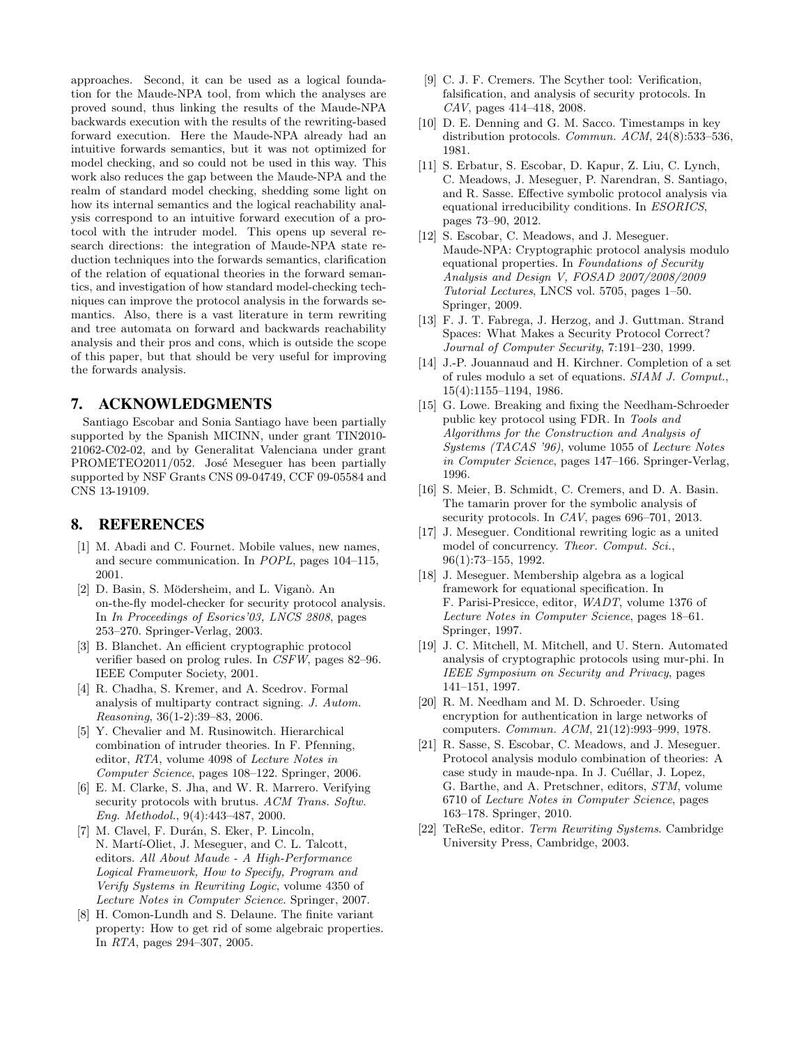approaches. Second, it can be used as a logical foundation for the Maude-NPA tool, from which the analyses are proved sound, thus linking the results of the Maude-NPA backwards execution with the results of the rewriting-based forward execution. Here the Maude-NPA already had an intuitive forwards semantics, but it was not optimized for model checking, and so could not be used in this way. This work also reduces the gap between the Maude-NPA and the realm of standard model checking, shedding some light on how its internal semantics and the logical reachability analysis correspond to an intuitive forward execution of a protocol with the intruder model. This opens up several research directions: the integration of Maude-NPA state reduction techniques into the forwards semantics, clarification of the relation of equational theories in the forward semantics, and investigation of how standard model-checking techniques can improve the protocol analysis in the forwards semantics. Also, there is a vast literature in term rewriting and tree automata on forward and backwards reachability analysis and their pros and cons, which is outside the scope of this paper, but that should be very useful for improving the forwards analysis.

## 7. ACKNOWLEDGMENTS

Santiago Escobar and Sonia Santiago have been partially supported by the Spanish MICINN, under grant TIN2010-21062-C02-02, and by Generalitat Valenciana under grant PROMETEO2011/052. José Meseguer has been partially supported by NSF Grants CNS 09-04749, CCF 09-05584 and CNS 13-19109.

## 8. REFERENCES

[1] M. Abadi and C. Fournet. Mobile values, new names, and secure communication. In *POPL*, pages 104–115, 2001.

[2] D. Basin, S. Mödersheim, and L. Viganò. An on-the-fly model-checker for security protocol analysis. In *In Proceedings of Esorics'03, LNCS 2808*, pages 253–270. Springer-Verlag, 2003.

[3] B. Blanchet. An efficient cryptographic protocol verifier based on prolog rules. In *CSFW*, pages 82–96. IEEE Computer Society, 2001.

[4] R. Chadha, S. Kremer, and A. Scedrov. Formal analysis of multiparty contract signing. *J. Autom. Reasoning*, 36(1-2):39–83, 2006.

[5] Y. Chevalier and M. Rusinowitch. Hierarchical combination of intruder theories. In F. Pfenning, editor, *RTA*, volume 4098 of *Lecture Notes in Computer Science*, pages 108–122. Springer, 2006.

[6] E. M. Clarke, S. Jha, and W. R. Marrero. Verifying security protocols with brutus. *ACM Trans. Softw. Eng. Methodol.*, 9(4):443–487, 2000.

[7] M. Clavel, F. Durán, S. Eker, P. Lincoln, N. Martí-Oliet, J. Meseguer, and C. L. Talcott, editors. *All About Maude - A High-Performance Logical Framework, How to Specify, Program and Verify Systems in Rewriting Logic*, volume 4350 of *Lecture Notes in Computer Science*. Springer, 2007.

[8] H. Comon-Lundh and S. Delaune. The finite variant property: How to get rid of some algebraic properties. In *RTA*, pages 294–307, 2005.

[9] C. J. F. Cremers. The Scyther tool: Verification, falsification, and analysis of security protocols. In *CAV*, pages 414–418, 2008.

[10] D. E. Denning and G. M. Sacco. Timestamps in key distribution protocols. *Commun. ACM*, 24(8):533–536, 1981.

[11] S. Erbatur, S. Escobar, D. Kapur, Z. Liu, C. Lynch, C. Meadows, J. Meseguer, P. Narendran, S. Santiago, and R. Sasse. Effective symbolic protocol analysis via equational irreducibility conditions. In *ESORICS*, pages 73–90, 2012.

[12] S. Escobar, C. Meadows, and J. Meseguer. Maude-NPA: Cryptographic protocol analysis modulo equational properties. In *Foundations of Security Analysis and Design V, FOSAD 2007/2008/2009 Tutorial Lectures*, LNCS vol. 5705, pages 1–50. Springer, 2009.

[13] F. J. T. Fabrega, J. Herzog, and J. Guttman. Strand Spaces: What Makes a Security Protocol Correct? *Journal of Computer Security*, 7:191–230, 1999.

[14] J.-P. Jouannaud and H. Kirchner. Completion of a set of rules modulo a set of equations. *SIAM J. Comput.*, 15(4):1155–1194, 1986.

[15] G. Lowe. Breaking and fixing the Needham-Schroeder public key protocol using FDR. In *Tools and Algorithms for the Construction and Analysis of Systems (TACAS '96)*, volume 1055 of *Lecture Notes in Computer Science*, pages 147–166. Springer-Verlag, 1996.

[16] S. Meier, B. Schmidt, C. Cremers, and D. A. Basin. The tamarin prover for the symbolic analysis of security protocols. In *CAV*, pages 696–701, 2013.

[17] J. Meseguer. Conditional rewriting logic as a united model of concurrency. *Theor. Comput. Sci.*, 96(1):73–155, 1992.

[18] J. Meseguer. Membership algebra as a logical framework for equational specification. In F. Parisi-Presicce, editor, *WADT*, volume 1376 of *Lecture Notes in Computer Science*, pages 18–61. Springer, 1997.

[19] J. C. Mitchell, M. Mitchell, and U. Stern. Automated analysis of cryptographic protocols using mur-phi. In *IEEE Symposium on Security and Privacy*, pages 141–151, 1997.

[20] R. M. Needham and M. D. Schroeder. Using encryption for authentication in large networks of computers. *Commun. ACM*, 21(12):993–999, 1978.

[21] R. Sasse, S. Escobar, C. Meadows, and J. Meseguer. Protocol analysis modulo combination of theories: A case study in maude-npa. In J. Cuéllar, J. Lopez, G. Barthe, and A. Pretschner, editors, *STM*, volume 6710 of *Lecture Notes in Computer Science*, pages 163–178. Springer, 2010.

[22] TeReSe, editor. *Term Rewriting Systems*. Cambridge University Press, Cambridge, 2003.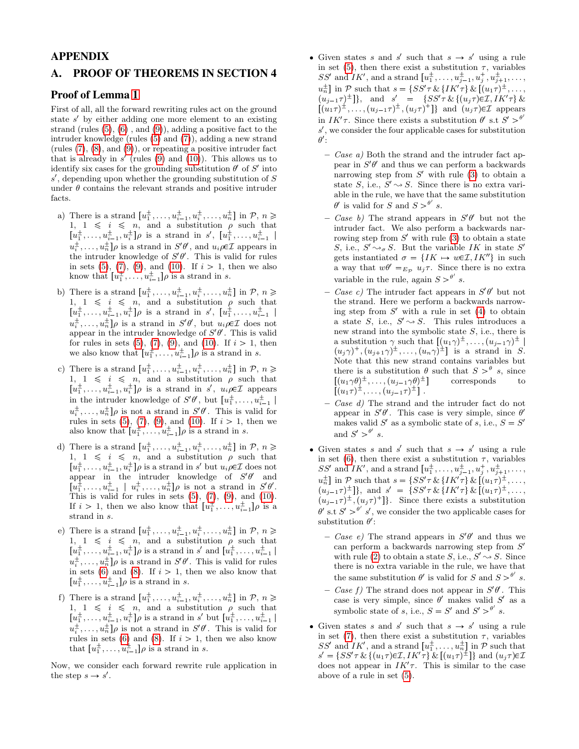# APPENDIX

## A. PROOF OF THEOREMS IN SECTION 4

### Proof of Lemma 1

First of all, all the forward rewriting rules act on the ground state $s'$ by either adding one more element to an existing strand (rules (5), (6) , and (9)), adding a positive fact to the intruder knowledge (rules (5) and (7)), adding a new strand (rules (7), (8), and (9)), or repeating a positive intruder fact that is already in $s'$ (rules (9) and (10)). This allows us to identify six cases for the grounding substitution $\theta'$ of $S'$ into $s'$, depending upon whether the grounding substitution of $S$ under $\theta$ contains the relevant strands and positive intruder facts.

a) There is a strand $[u_1^\pm,\ldots,u_{i-1}^\pm,u_i^\pm,\ldots,u_n^\pm]$ in $\mathcal{P}$, $n \geqslant 1$, $1 \leqslant i \leqslant n$, and a substitution $\rho$ such that $[u_1^\pm,\ldots,u_{i-1}^\pm,u_i^\pm]\rho$ is a strand in $s'$, $[u_1^\pm,\ldots,u_{i-1}^\pm \mid u_i^\pm,\ldots,u_n^\pm]\rho$ is a strand in $S'\theta'$, and $u_i\rho{\in}\mathcal{I}$ appears in the intruder knowledge of $S'\theta'$. This is valid for rules in sets (5), (7), (9), and (10). If $i > 1$, then we also know that $[u_1^\pm,\ldots,u_{i-1}^\pm]\rho$ is a strand in $s$.

b) There is a strand $[u_1^\pm,\ldots,u_{i-1}^\pm,u_i^\pm,\ldots,u_n^\pm]$ in $\mathcal{P}$, $n \geqslant 1$, $1 \leqslant i \leqslant n$, and a substitution $\rho$ such that $[u_1^\pm,\ldots,u_{i-1}^\pm,u_i^\pm]\rho$ is a strand in $s'$, $[u_1^\pm,\ldots,u_{i-1}^\pm \mid u_i^\pm,\ldots,u_n^\pm]\rho$ is a strand in $S'\theta'$, but $u_i\rho{\in}\mathcal{I}$ does not appear in the intruder knowledge of $S'\theta'$. This is valid for rules in sets (5), (7), (9), and (10). If $i > 1$, then we also know that $[u_1^\pm,\ldots,u_{i-1}^\pm]\rho$ is a strand in $s$.

c) There is a strand $[u_1^\pm,\ldots,u_{i-1}^\pm,u_i^\pm,\ldots,u_n^\pm]$ in $\mathcal{P}$, $n \geqslant 1$, $1 \leqslant i \leqslant n$, and a substitution $\rho$ such that $[u_1^\pm,\ldots,u_{i-1}^\pm,u_i^\pm]\rho$ is a strand in $s'$, $u_i\rho{\in}\mathcal{I}$ appears in the intruder knowledge of $S'\theta'$, but $[u_1^\pm,\ldots,u_{i-1}^\pm \mid u_i^\pm,\ldots,u_n^\pm]\rho$ is not a strand in $S'\theta'$. This is valid for rules in sets (5), (7), (9), and (10). If $i > 1$, then we also know that $[u_1^\pm,\ldots,u_{i-1}^\pm]\rho$ is a strand in $s$.

d) There is a strand $[u_1^\pm,\ldots,u_{i-1}^\pm,u_i^\pm,\ldots,u_n^\pm]$ in $\mathcal{P}$, $n \geqslant 1$, $1 \leqslant i \leqslant n$, and a substitution $\rho$ such that $[u_1^\pm,\ldots,u_{i-1}^\pm,u_i^\pm]\rho$ is a strand in $s'$ but $u_i\rho{\in}\mathcal{I}$ does not appear in the intruder knowledge of $S'\theta'$ and $[u_1^\pm,\ldots,u_{i-1}^\pm \mid u_i^\pm,\ldots,u_n^\pm]\rho$ is not a strand in $S'\theta'$. This is valid for rules in sets (5), (7), (9), and (10). If $i > 1$, then we also know that $[u_1^\pm,\ldots,u_{i-1}^\pm]\rho$ is a strand in $s$.

e) There is a strand $[u_1^\pm,\ldots,u_{i-1}^\pm,u_i^\pm,\ldots,u_n^\pm]$ in $\mathcal{P}$, $n \geqslant 1$, $1 \leqslant i \leqslant n$, and a substitution $\rho$ such that $[u_1^\pm,\ldots,u_{i-1}^\pm,u_i^\pm]\rho$ is a strand in $s'$ and $[u_1^\pm,\ldots,u_{i-1}^\pm \mid u_i^\pm,\ldots,u_n^\pm]\rho$ is a strand in $S'\theta'$. This is valid for rules in sets (6) and (8). If $i > 1$, then we also know that $[u_1^\pm,\ldots,u_{i-1}^\pm]\rho$ is a strand in $s$.

f) There is a strand $[u_1^\pm,\ldots,u_{i-1}^\pm,u_i^\pm,\ldots,u_n^\pm]$ in $\mathcal{P}$, $n \geqslant 1$, $1 \leqslant i \leqslant n$, and a substitution $\rho$ such that $[u_1^\pm,\ldots,u_{i-1}^\pm,u_i^\pm]\rho$ is a strand in $s'$ but $[u_1^\pm,\ldots,u_{i-1}^\pm \mid u_i^\pm,\ldots,u_n^\pm]\rho$ is not a strand in $S'\theta'$. This is valid for rules in sets (6) and (8). If $i > 1$, then we also know that $[u_1^\pm,\ldots,u_{i-1}^\pm]\rho$ is a strand in $s$.

Now, we consider each forward rewrite rule application in the step $s \to s'$.

- Given states $s$ and $s'$ such that $s \to s'$ using a rule in set (5), then there exist a substitution $\tau$, variables $SS'$ and $IK'$, and a strand $[u_1^\pm,\ldots,u_{j-1}^\pm,u_j^+,u_{j+1}^\pm,\ldots,u_n^\pm]$ in $\mathcal{P}$ such that $s = \{SS'\tau \,\&\, \{IK'\tau\} \,\&\, [(u_1\tau)^\pm,\ldots,(u_{j-1}\tau)^\pm]\}$, and $s' = \{SS'\tau \,\&\, \{(u_j\tau){\in}\mathcal{I},IK'\tau\} \,\&\, [(u_1\tau)^\pm,\ldots,(u_{j-1}\tau)^\pm,(u_j\tau)^+]\}$ and $(u_j\tau){\in}\mathcal{I}$ appears in $IK'\tau$. Since there exists a substitution $\theta'$ s.t $S' >^{\theta'} s'$, we consider the four applicable cases for substitution $\theta'$:
  - *Case a)* Both the strand and the intruder fact appear in $S'\theta'$ and thus we can perform a backwards narrowing step from $S'$ with rule (3) to obtain a state $S$, i.e., $S' \rightsquigarrow S$. Since there is no extra variable in the rule, we have that the same substitution $\theta'$ is valid for $S$ and $S >^{\theta'} s$.
  - *Case b)* The strand appears in $S'\theta'$ but not the intruder fact. We also perform a backwards narrowing step from $S'$ with rule (3) to obtain a state $S$, i.e., $S' \rightsquigarrow_\sigma S$. But the variable $IK$ in state $S'$ gets instantiated $\sigma = \{IK \mapsto w{\in}\mathcal{I}, IK''\}$ in such a way that $w\theta' =_{E_\mathcal{P}} u_j\tau$. Since there is no extra variable in the rule, again $S >^{\theta'} s$.
  - *Case c)* The intruder fact appears in $S'\theta'$ but not the strand. Here we perform a backwards narrowing step from $S'$ with a rule in set (4) to obtain a state $S$, i.e., $S' \rightsquigarrow S$. This rules introduces a new strand into the symbolic state $S$, i.e., there is a substitution $\gamma$ such that $[(u_1\gamma)^\pm,\ldots,(u_{j-1}\gamma)^\pm \mid (u_j\gamma)^+,(u_{j+1}\gamma)^\pm,\ldots,(u_n\gamma)^\pm]$ is a strand in $S$. Note that this new strand contains variables but there is a substitution $\theta$ such that $S >^\theta s$, since $[(u_1\gamma\theta)^\pm,\ldots,(u_{j-1}\gamma\theta)^\pm]$ corresponds to $[(u_1\tau)^\pm,\ldots,(u_{j-1}\tau)^\pm]$ .
  - *Case d)* The strand and the intruder fact do not appear in $S'\theta'$. This case is very simple, since $\theta'$ makes valid $S'$ as a symbolic state of $s$, i.e., $S = S'$ and $S' >^{\theta'} s$.

- Given states $s$ and $s'$ such that $s \to s'$ using a rule in set (6), then there exist a substitution $\tau$, variables $SS'$ and $IK'$, and a strand $[u_1^\pm,\ldots,u_{j-1}^\pm,u_j^+,u_{j+1}^\pm,\ldots,u_n^\pm]$ in $\mathcal{P}$ such that $s = \{SS'\tau \,\&\, \{IK'\tau\} \,\&\, [(u_1\tau)^\pm,\ldots,(u_{j-1}\tau)^\pm]\}$, and $s' = \{SS'\tau \,\&\, \{IK'\tau\} \,\&\, [(u_1\tau)^\pm,\ldots,(u_{j-1}\tau)^\pm,(u_j\tau)^+]\}$. Since there exists a substitution $\theta'$ s.t $S' >^{\theta'} s'$, we consider the two applicable cases for substitution $\theta'$:
  - *Case e)* The strand appears in $S'\theta'$ and thus we can perform a backwards narrowing step from $S'$ with rule (2) to obtain a state $S$, i.e., $S' \rightsquigarrow S$. Since there is no extra variable in the rule, we have that the same substitution $\theta'$ is valid for $S$ and $S >^{\theta'} s$.
  - *Case f)* The strand does not appear in $S'\theta'$. This case is very simple, since $\theta'$ makes valid $S'$ as a symbolic state of $s$, i.e., $S = S'$ and $S' >^{\theta'} s$.

- Given states $s$ and $s'$ such that $s \to s'$ using a rule in set (7), then there exist a substitution $\tau$, variables $SS'$ and $IK'$, and a strand $[u_1^\pm,\ldots,u_n^\pm]$ in $\mathcal{P}$ such that $s' = \{SS'\tau \,\&\, \{(u_1\tau){\in}\mathcal{I},IK'\tau\} \,\&\, [(u_1\tau)^\pm]\}$ and $(u_j\tau){\in}\mathcal{I}$ does not appear in $IK'\tau$. This is similar to the case above of a rule in set (5).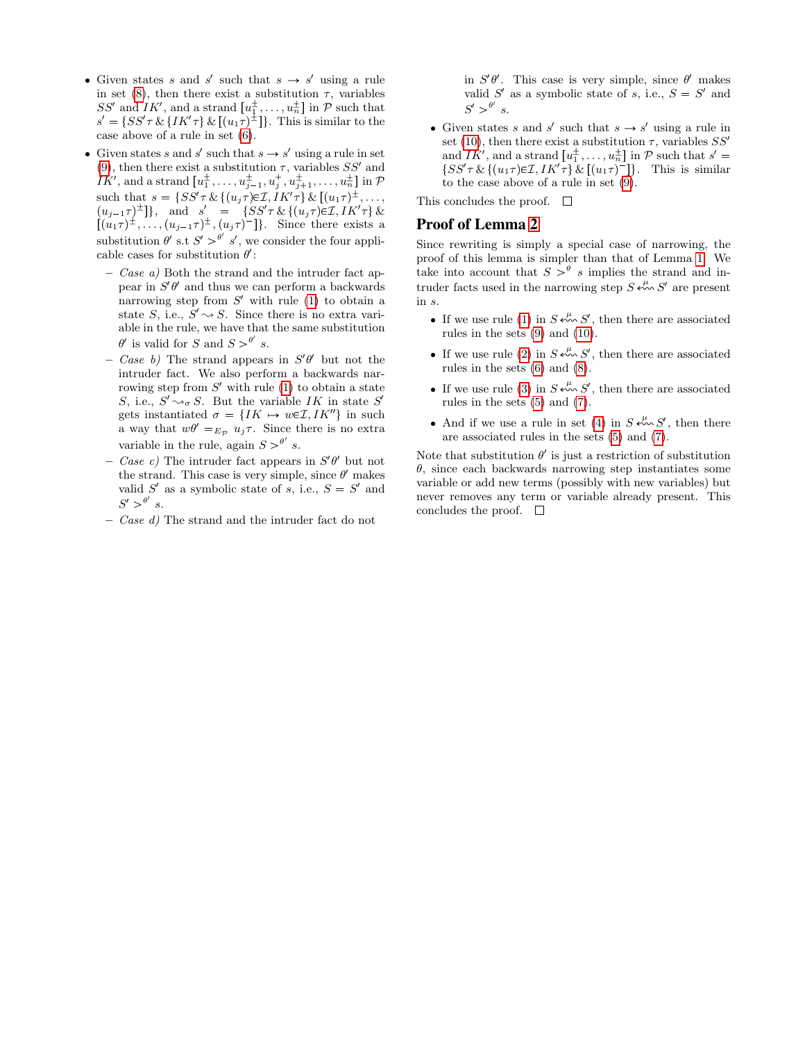- Given states $s$ and $s'$ such that $s \rightarrow s'$ using a rule in set (8), then there exist a substitution $\tau$, variables $SS'$ and $IK'$, and a strand $[u_1^\pm, \ldots, u_n^\pm]$ in $\mathcal{P}$ such that $s' = \{SS'\tau \,\&\, \{IK'\tau\} \,\&\, [(u_1\tau)^\pm]\}$. This is similar to the case above of a rule in set (6).
- Given states $s$ and $s'$ such that $s \rightarrow s'$ using a rule in set (9), then there exist a substitution $\tau$, variables $SS'$ and $IK'$, and a strand $[u_1^\pm, \ldots, u_{j-1}^\pm, u_j^+, u_{j+1}^\pm, \ldots, u_n^\pm]$ in $\mathcal{P}$ such that $s = \{SS'\tau \,\&\, \{(u_j\tau)\in\mathcal{I}, IK'\tau\} \,\&\, [(u_1\tau)^\pm, \ldots, (u_{j-1}\tau)^\pm]\}$, and $s' = \{SS'\tau \,\&\, \{(u_j\tau)\in\mathcal{I}, IK'\tau\} \,\&\, [(u_1\tau)^\pm, \ldots, (u_{j-1}\tau)^\pm, (u_j\tau)^-]\}$. Since there exists a substitution $\theta'$ s.t $S' >^{\theta'} s'$, we consider the four applicable cases for substitution $\theta'$:
  - *Case a)* Both the strand and the intruder fact appear in $S'\theta'$ and thus we can perform a backwards narrowing step from $S'$ with rule (1) to obtain a state $S$, i.e., $S' \rightsquigarrow S$. Since there is no extra variable in the rule, we have that the same substitution $\theta'$ is valid for $S$ and $S >^{\theta'} s$.
  - *Case b)* The strand appears in $S'\theta'$ but not the intruder fact. We also perform a backwards narrowing step from $S'$ with rule (1) to obtain a state $S$, i.e., $S' \rightsquigarrow_\sigma S$. But the variable $IK$ in state $S'$ gets instantiated $\sigma = \{IK \mapsto w\in\mathcal{I}, IK''\}$ in such a way that $w\theta' =_{E_\mathcal{P}} u_j\tau$. Since there is no extra variable in the rule, again $S >^{\theta'} s$.
  - *Case c)* The intruder fact appears in $S'\theta'$ but not the strand. This case is very simple, since $\theta'$ makes valid $S'$ as a symbolic state of $s$, i.e., $S = S'$ and $S' >^{\theta'} s$.
  - *Case d)* The strand and the intruder fact do not in $S'\theta'$. This case is very simple, since $\theta'$ makes valid $S'$ as a symbolic state of $s$, i.e., $S = S'$ and $S' >^{\theta'} s$.
- Given states $s$ and $s'$ such that $s \rightarrow s'$ using a rule in set (10), then there exist a substitution $\tau$, variables $SS'$ and $IK'$, and a strand $[u_1^\pm, \ldots, u_n^\pm]$ in $\mathcal{P}$ such that $s' = \{SS'\tau \,\&\, \{(u_1\tau)\in\mathcal{I}, IK'\tau\} \,\&\, [(u_1\tau)^-]\}$. This is similar to the case above of a rule in set (9).

This concludes the proof. □

## Proof of Lemma 2

Since rewriting is simply a special case of narrowing, the proof of this lemma is simpler than that of Lemma 1. We take into account that $S >^\theta s$ implies the strand and intruder facts used in the narrowing step $S \overset{\mu}{\leftsquigarrow} S'$ are present in $s$.

- If we use rule (1) in $S \overset{\mu}{\leftsquigarrow} S'$, then there are associated rules in the sets (9) and (10).
- If we use rule (2) in $S \overset{\mu}{\leftsquigarrow} S'$, then there are associated rules in the sets (6) and (8).
- If we use rule (3) in $S \overset{\mu}{\leftsquigarrow} S'$, then there are associated rules in the sets (5) and (7).
- And if we use a rule in set (4) in $S \overset{\mu}{\leftsquigarrow} S'$, then there are associated rules in the sets (5) and (7).

Note that substitution $\theta'$ is just a restriction of substitution $\theta$, since each backwards narrowing step instantiates some variable or add new terms (possibly with new variables) but never removes any term or variable already present. This concludes the proof. □